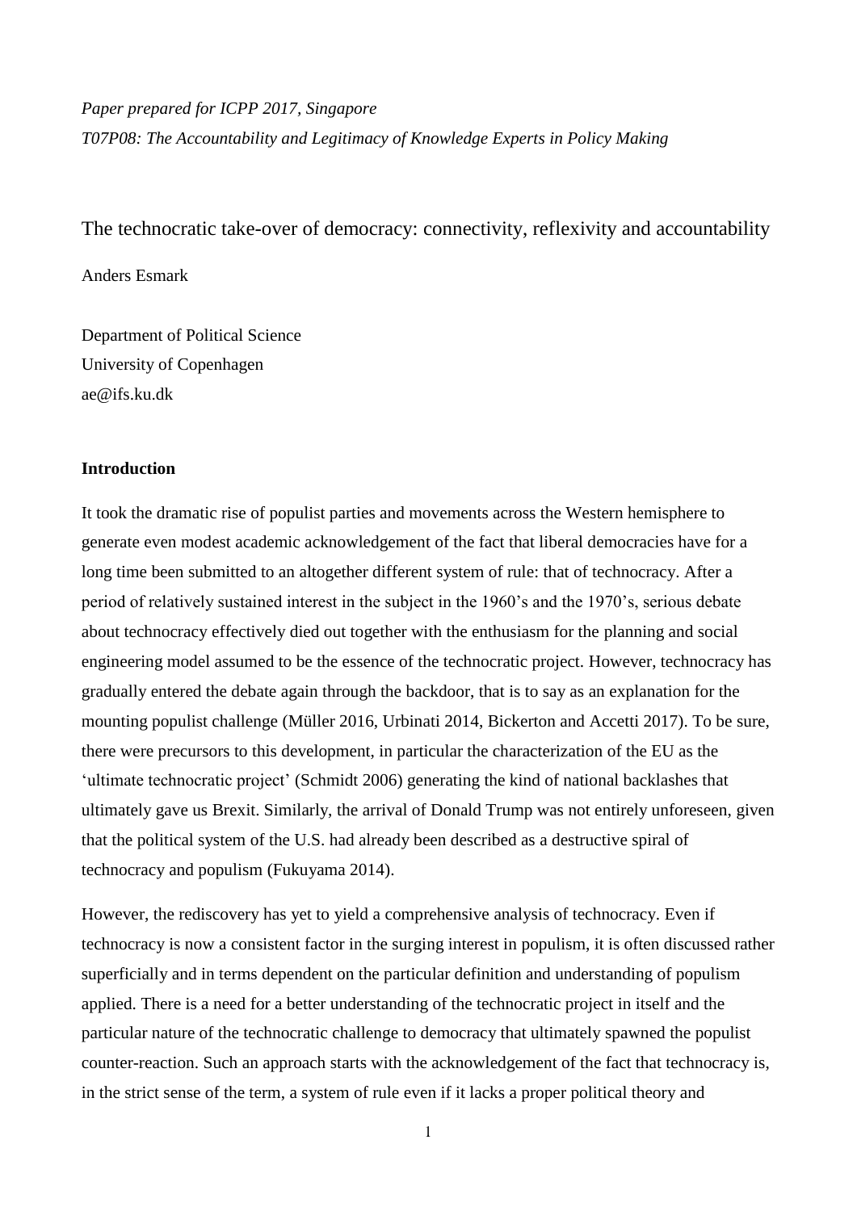*Paper prepared for ICPP 2017, Singapore*

*T07P08: The Accountability and Legitimacy of Knowledge Experts in Policy Making*

# The technocratic take-over of democracy: connectivity, reflexivity and accountability

Anders Esmark

Department of Political Science
University of Copenhagen
ae@ifs.ku.dk

## Introduction

It took the dramatic rise of populist parties and movements across the Western hemisphere to generate even modest academic acknowledgement of the fact that liberal democracies have for a long time been submitted to an altogether different system of rule: that of technocracy. After a period of relatively sustained interest in the subject in the 1960's and the 1970's, serious debate about technocracy effectively died out together with the enthusiasm for the planning and social engineering model assumed to be the essence of the technocratic project. However, technocracy has gradually entered the debate again through the backdoor, that is to say as an explanation for the mounting populist challenge (Müller 2016, Urbinati 2014, Bickerton and Accetti 2017). To be sure, there were precursors to this development, in particular the characterization of the EU as the 'ultimate technocratic project' (Schmidt 2006) generating the kind of national backlashes that ultimately gave us Brexit. Similarly, the arrival of Donald Trump was not entirely unforeseen, given that the political system of the U.S. had already been described as a destructive spiral of technocracy and populism (Fukuyama 2014).

However, the rediscovery has yet to yield a comprehensive analysis of technocracy. Even if technocracy is now a consistent factor in the surging interest in populism, it is often discussed rather superficially and in terms dependent on the particular definition and understanding of populism applied. There is a need for a better understanding of the technocratic project in itself and the particular nature of the technocratic challenge to democracy that ultimately spawned the populist counter-reaction. Such an approach starts with the acknowledgement of the fact that technocracy is, in the strict sense of the term, a system of rule even if it lacks a proper political theory and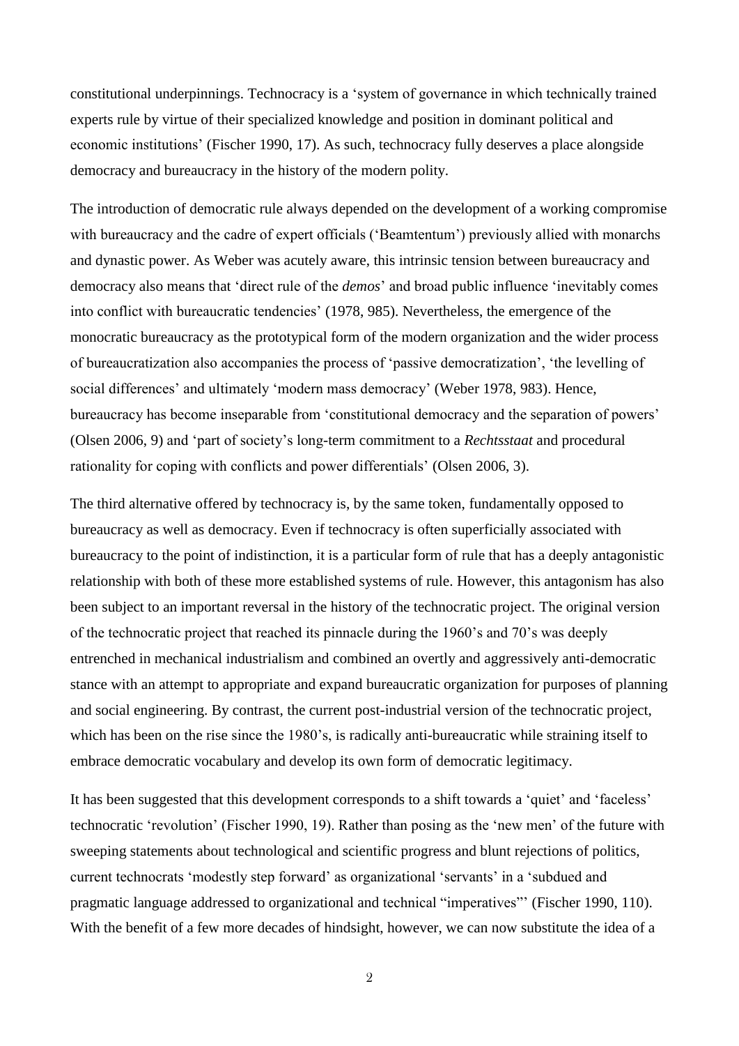constitutional underpinnings. Technocracy is a 'system of governance in which technically trained experts rule by virtue of their specialized knowledge and position in dominant political and economic institutions' (Fischer 1990, 17). As such, technocracy fully deserves a place alongside democracy and bureaucracy in the history of the modern polity.

The introduction of democratic rule always depended on the development of a working compromise with bureaucracy and the cadre of expert officials ('Beamtentum') previously allied with monarchs and dynastic power. As Weber was acutely aware, this intrinsic tension between bureaucracy and democracy also means that 'direct rule of the *demos*' and broad public influence 'inevitably comes into conflict with bureaucratic tendencies' (1978, 985). Nevertheless, the emergence of the monocratic bureaucracy as the prototypical form of the modern organization and the wider process of bureaucratization also accompanies the process of 'passive democratization', 'the levelling of social differences' and ultimately 'modern mass democracy' (Weber 1978, 983). Hence, bureaucracy has become inseparable from 'constitutional democracy and the separation of powers' (Olsen 2006, 9) and 'part of society's long-term commitment to a *Rechtsstaat* and procedural rationality for coping with conflicts and power differentials' (Olsen 2006, 3).

The third alternative offered by technocracy is, by the same token, fundamentally opposed to bureaucracy as well as democracy. Even if technocracy is often superficially associated with bureaucracy to the point of indistinction, it is a particular form of rule that has a deeply antagonistic relationship with both of these more established systems of rule. However, this antagonism has also been subject to an important reversal in the history of the technocratic project. The original version of the technocratic project that reached its pinnacle during the 1960's and 70's was deeply entrenched in mechanical industrialism and combined an overtly and aggressively anti-democratic stance with an attempt to appropriate and expand bureaucratic organization for purposes of planning and social engineering. By contrast, the current post-industrial version of the technocratic project, which has been on the rise since the 1980's, is radically anti-bureaucratic while straining itself to embrace democratic vocabulary and develop its own form of democratic legitimacy.

It has been suggested that this development corresponds to a shift towards a 'quiet' and 'faceless' technocratic 'revolution' (Fischer 1990, 19). Rather than posing as the 'new men' of the future with sweeping statements about technological and scientific progress and blunt rejections of politics, current technocrats 'modestly step forward' as organizational 'servants' in a 'subdued and pragmatic language addressed to organizational and technical "imperatives"' (Fischer 1990, 110). With the benefit of a few more decades of hindsight, however, we can now substitute the idea of a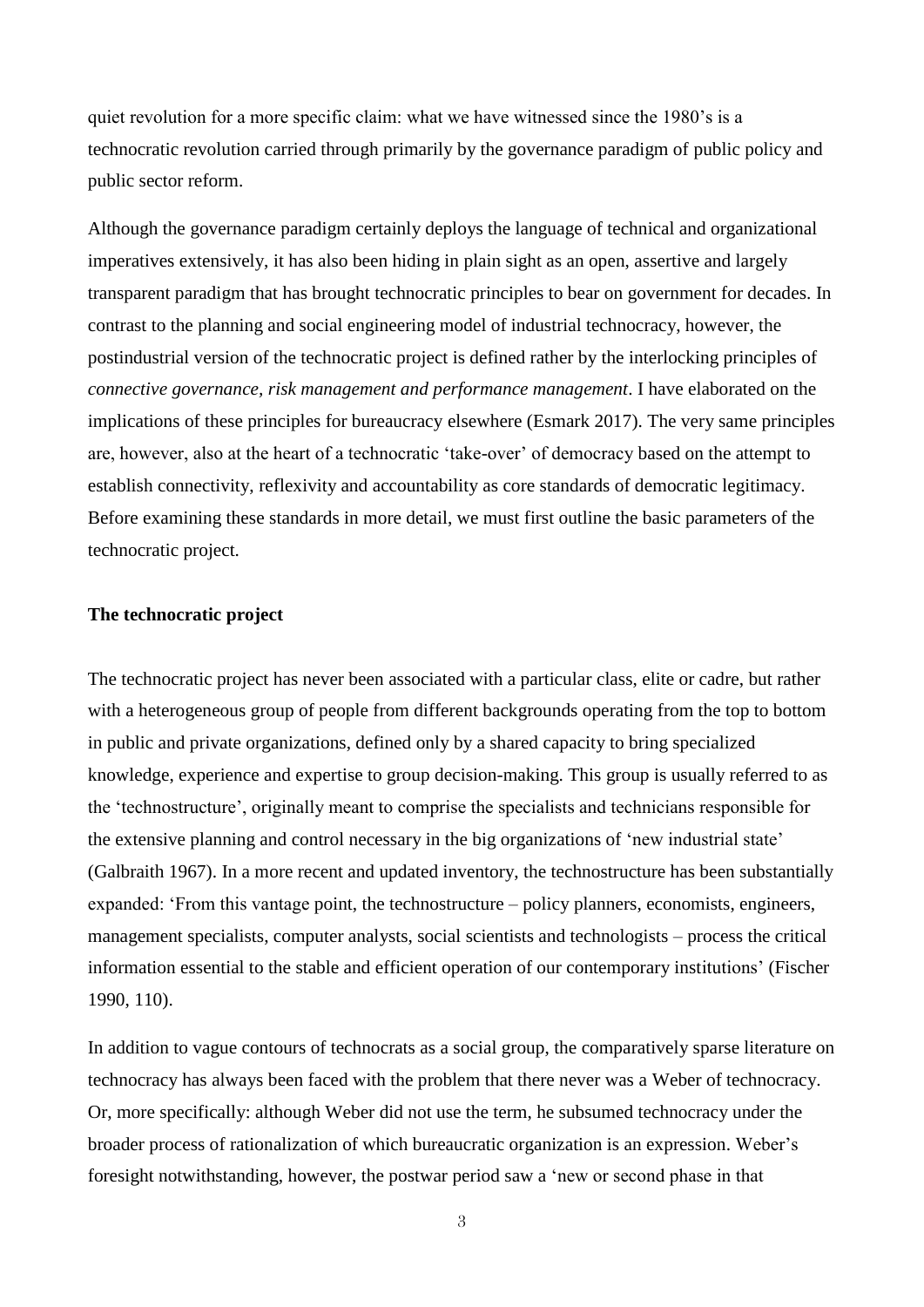quiet revolution for a more specific claim: what we have witnessed since the 1980's is a technocratic revolution carried through primarily by the governance paradigm of public policy and public sector reform.

Although the governance paradigm certainly deploys the language of technical and organizational imperatives extensively, it has also been hiding in plain sight as an open, assertive and largely transparent paradigm that has brought technocratic principles to bear on government for decades. In contrast to the planning and social engineering model of industrial technocracy, however, the postindustrial version of the technocratic project is defined rather by the interlocking principles of *connective governance, risk management and performance management*. I have elaborated on the implications of these principles for bureaucracy elsewhere (Esmark 2017). The very same principles are, however, also at the heart of a technocratic 'take-over' of democracy based on the attempt to establish connectivity, reflexivity and accountability as core standards of democratic legitimacy. Before examining these standards in more detail, we must first outline the basic parameters of the technocratic project.

**The technocratic project**

The technocratic project has never been associated with a particular class, elite or cadre, but rather with a heterogeneous group of people from different backgrounds operating from the top to bottom in public and private organizations, defined only by a shared capacity to bring specialized knowledge, experience and expertise to group decision-making. This group is usually referred to as the 'technostructure', originally meant to comprise the specialists and technicians responsible for the extensive planning and control necessary in the big organizations of 'new industrial state' (Galbraith 1967). In a more recent and updated inventory, the technostructure has been substantially expanded: 'From this vantage point, the technostructure – policy planners, economists, engineers, management specialists, computer analysts, social scientists and technologists – process the critical information essential to the stable and efficient operation of our contemporary institutions' (Fischer 1990, 110).

In addition to vague contours of technocrats as a social group, the comparatively sparse literature on technocracy has always been faced with the problem that there never was a Weber of technocracy. Or, more specifically: although Weber did not use the term, he subsumed technocracy under the broader process of rationalization of which bureaucratic organization is an expression. Weber's foresight notwithstanding, however, the postwar period saw a 'new or second phase in that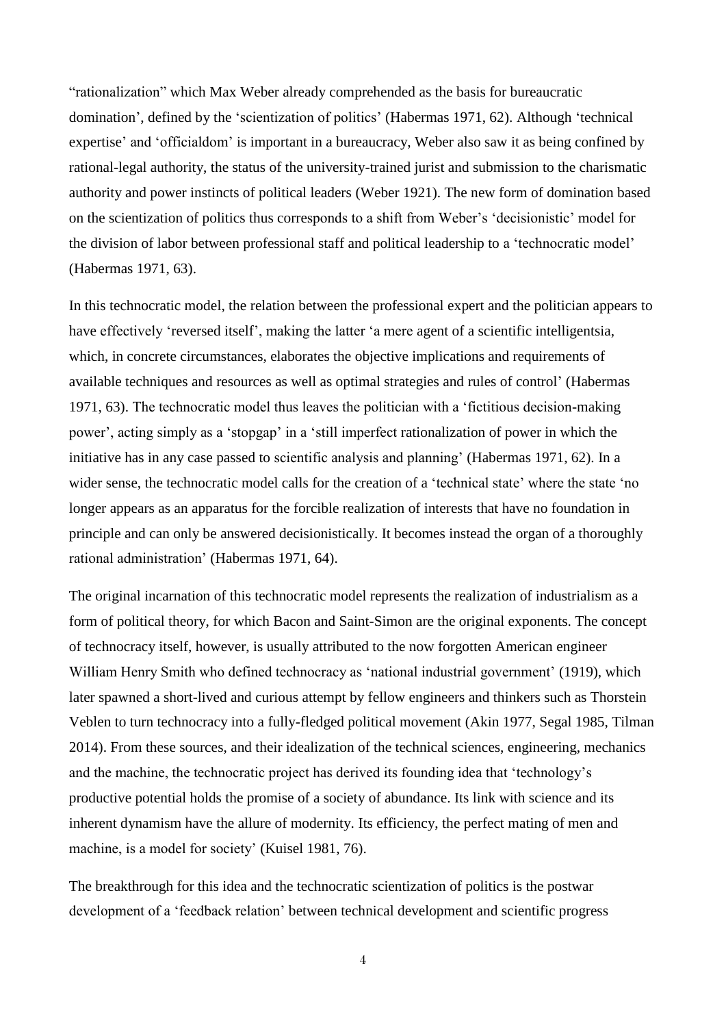"rationalization" which Max Weber already comprehended as the basis for bureaucratic domination', defined by the 'scientization of politics' (Habermas 1971, 62). Although 'technical expertise' and 'officialdom' is important in a bureaucracy, Weber also saw it as being confined by rational-legal authority, the status of the university-trained jurist and submission to the charismatic authority and power instincts of political leaders (Weber 1921). The new form of domination based on the scientization of politics thus corresponds to a shift from Weber's 'decisionistic' model for the division of labor between professional staff and political leadership to a 'technocratic model' (Habermas 1971, 63).

In this technocratic model, the relation between the professional expert and the politician appears to have effectively 'reversed itself', making the latter 'a mere agent of a scientific intelligentsia, which, in concrete circumstances, elaborates the objective implications and requirements of available techniques and resources as well as optimal strategies and rules of control' (Habermas 1971, 63). The technocratic model thus leaves the politician with a 'fictitious decision-making power', acting simply as a 'stopgap' in a 'still imperfect rationalization of power in which the initiative has in any case passed to scientific analysis and planning' (Habermas 1971, 62). In a wider sense, the technocratic model calls for the creation of a 'technical state' where the state 'no longer appears as an apparatus for the forcible realization of interests that have no foundation in principle and can only be answered decisionistically. It becomes instead the organ of a thoroughly rational administration' (Habermas 1971, 64).

The original incarnation of this technocratic model represents the realization of industrialism as a form of political theory, for which Bacon and Saint-Simon are the original exponents. The concept of technocracy itself, however, is usually attributed to the now forgotten American engineer William Henry Smith who defined technocracy as 'national industrial government' (1919), which later spawned a short-lived and curious attempt by fellow engineers and thinkers such as Thorstein Veblen to turn technocracy into a fully-fledged political movement (Akin 1977, Segal 1985, Tilman 2014). From these sources, and their idealization of the technical sciences, engineering, mechanics and the machine, the technocratic project has derived its founding idea that 'technology's productive potential holds the promise of a society of abundance. Its link with science and its inherent dynamism have the allure of modernity. Its efficiency, the perfect mating of men and machine, is a model for society' (Kuisel 1981, 76).

The breakthrough for this idea and the technocratic scientization of politics is the postwar development of a 'feedback relation' between technical development and scientific progress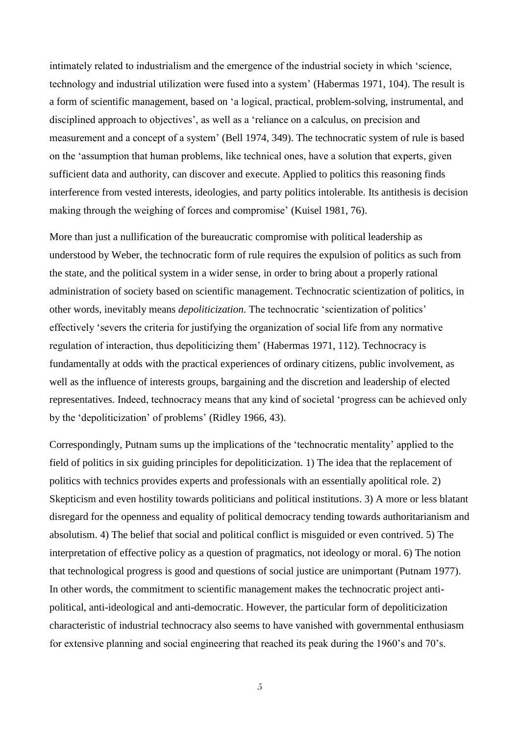intimately related to industrialism and the emergence of the industrial society in which 'science, technology and industrial utilization were fused into a system' (Habermas 1971, 104). The result is a form of scientific management, based on 'a logical, practical, problem-solving, instrumental, and disciplined approach to objectives', as well as a 'reliance on a calculus, on precision and measurement and a concept of a system' (Bell 1974, 349). The technocratic system of rule is based on the 'assumption that human problems, like technical ones, have a solution that experts, given sufficient data and authority, can discover and execute. Applied to politics this reasoning finds interference from vested interests, ideologies, and party politics intolerable. Its antithesis is decision making through the weighing of forces and compromise' (Kuisel 1981, 76).

More than just a nullification of the bureaucratic compromise with political leadership as understood by Weber, the technocratic form of rule requires the expulsion of politics as such from the state, and the political system in a wider sense, in order to bring about a properly rational administration of society based on scientific management. Technocratic scientization of politics, in other words, inevitably means *depoliticization*. The technocratic 'scientization of politics' effectively 'severs the criteria for justifying the organization of social life from any normative regulation of interaction, thus depoliticizing them' (Habermas 1971, 112). Technocracy is fundamentally at odds with the practical experiences of ordinary citizens, public involvement, as well as the influence of interests groups, bargaining and the discretion and leadership of elected representatives. Indeed, technocracy means that any kind of societal 'progress can be achieved only by the 'depoliticization' of problems' (Ridley 1966, 43).

Correspondingly, Putnam sums up the implications of the 'technocratic mentality' applied to the field of politics in six guiding principles for depoliticization. 1) The idea that the replacement of politics with technics provides experts and professionals with an essentially apolitical role. 2) Skepticism and even hostility towards politicians and political institutions. 3) A more or less blatant disregard for the openness and equality of political democracy tending towards authoritarianism and absolutism. 4) The belief that social and political conflict is misguided or even contrived. 5) The interpretation of effective policy as a question of pragmatics, not ideology or moral. 6) The notion that technological progress is good and questions of social justice are unimportant (Putnam 1977). In other words, the commitment to scientific management makes the technocratic project anti-political, anti-ideological and anti-democratic. However, the particular form of depoliticization characteristic of industrial technocracy also seems to have vanished with governmental enthusiasm for extensive planning and social engineering that reached its peak during the 1960's and 70's.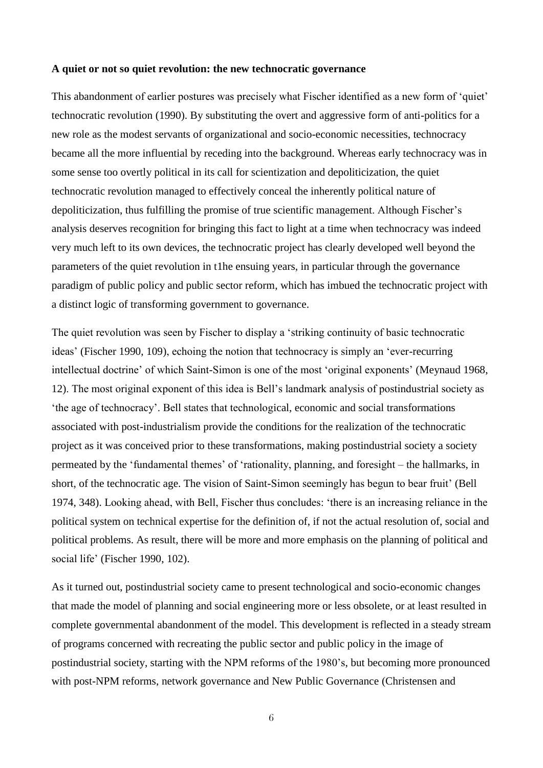**A quiet or not so quiet revolution: the new technocratic governance**

This abandonment of earlier postures was precisely what Fischer identified as a new form of 'quiet' technocratic revolution (1990). By substituting the overt and aggressive form of anti-politics for a new role as the modest servants of organizational and socio-economic necessities, technocracy became all the more influential by receding into the background. Whereas early technocracy was in some sense too overtly political in its call for scientization and depoliticization, the quiet technocratic revolution managed to effectively conceal the inherently political nature of depoliticization, thus fulfilling the promise of true scientific management. Although Fischer's analysis deserves recognition for bringing this fact to light at a time when technocracy was indeed very much left to its own devices, the technocratic project has clearly developed well beyond the parameters of the quiet revolution in t1he ensuing years, in particular through the governance paradigm of public policy and public sector reform, which has imbued the technocratic project with a distinct logic of transforming government to governance.

The quiet revolution was seen by Fischer to display a 'striking continuity of basic technocratic ideas' (Fischer 1990, 109), echoing the notion that technocracy is simply an 'ever-recurring intellectual doctrine' of which Saint-Simon is one of the most 'original exponents' (Meynaud 1968, 12). The most original exponent of this idea is Bell's landmark analysis of postindustrial society as 'the age of technocracy'. Bell states that technological, economic and social transformations associated with post-industrialism provide the conditions for the realization of the technocratic project as it was conceived prior to these transformations, making postindustrial society a society permeated by the 'fundamental themes' of 'rationality, planning, and foresight – the hallmarks, in short, of the technocratic age. The vision of Saint-Simon seemingly has begun to bear fruit' (Bell 1974, 348). Looking ahead, with Bell, Fischer thus concludes: 'there is an increasing reliance in the political system on technical expertise for the definition of, if not the actual resolution of, social and political problems. As result, there will be more and more emphasis on the planning of political and social life' (Fischer 1990, 102).

As it turned out, postindustrial society came to present technological and socio-economic changes that made the model of planning and social engineering more or less obsolete, or at least resulted in complete governmental abandonment of the model. This development is reflected in a steady stream of programs concerned with recreating the public sector and public policy in the image of postindustrial society, starting with the NPM reforms of the 1980's, but becoming more pronounced with post-NPM reforms, network governance and New Public Governance (Christensen and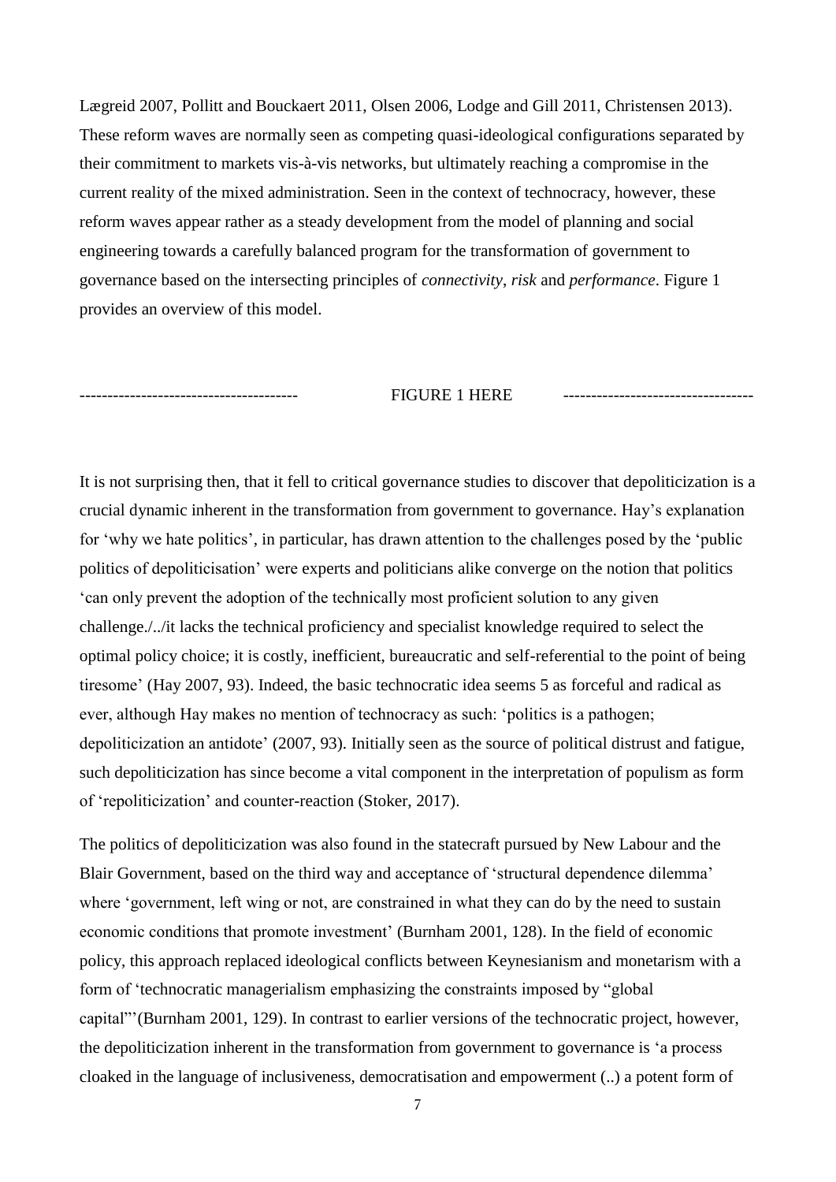Lægreid 2007, Pollitt and Bouckaert 2011, Olsen 2006, Lodge and Gill 2011, Christensen 2013). These reform waves are normally seen as competing quasi-ideological configurations separated by their commitment to markets vis-à-vis networks, but ultimately reaching a compromise in the current reality of the mixed administration. Seen in the context of technocracy, however, these reform waves appear rather as a steady development from the model of planning and social engineering towards a carefully balanced program for the transformation of government to governance based on the intersecting principles of *connectivity*, *risk* and *performance*. Figure 1 provides an overview of this model.

-------------------------------------- FIGURE 1 HERE ---------------------------------

It is not surprising then, that it fell to critical governance studies to discover that depoliticization is a crucial dynamic inherent in the transformation from government to governance. Hay's explanation for 'why we hate politics', in particular, has drawn attention to the challenges posed by the 'public politics of depoliticisation' were experts and politicians alike converge on the notion that politics 'can only prevent the adoption of the technically most proficient solution to any given challenge./../it lacks the technical proficiency and specialist knowledge required to select the optimal policy choice; it is costly, inefficient, bureaucratic and self-referential to the point of being tiresome' (Hay 2007, 93). Indeed, the basic technocratic idea seems 5 as forceful and radical as ever, although Hay makes no mention of technocracy as such: 'politics is a pathogen; depoliticization an antidote' (2007, 93). Initially seen as the source of political distrust and fatigue, such depoliticization has since become a vital component in the interpretation of populism as form of 'repoliticization' and counter-reaction (Stoker, 2017).

The politics of depoliticization was also found in the statecraft pursued by New Labour and the Blair Government, based on the third way and acceptance of 'structural dependence dilemma' where 'government, left wing or not, are constrained in what they can do by the need to sustain economic conditions that promote investment' (Burnham 2001, 128). In the field of economic policy, this approach replaced ideological conflicts between Keynesianism and monetarism with a form of 'technocratic managerialism emphasizing the constraints imposed by "global capital"'(Burnham 2001, 129). In contrast to earlier versions of the technocratic project, however, the depoliticization inherent in the transformation from government to governance is 'a process cloaked in the language of inclusiveness, democratisation and empowerment (..) a potent form of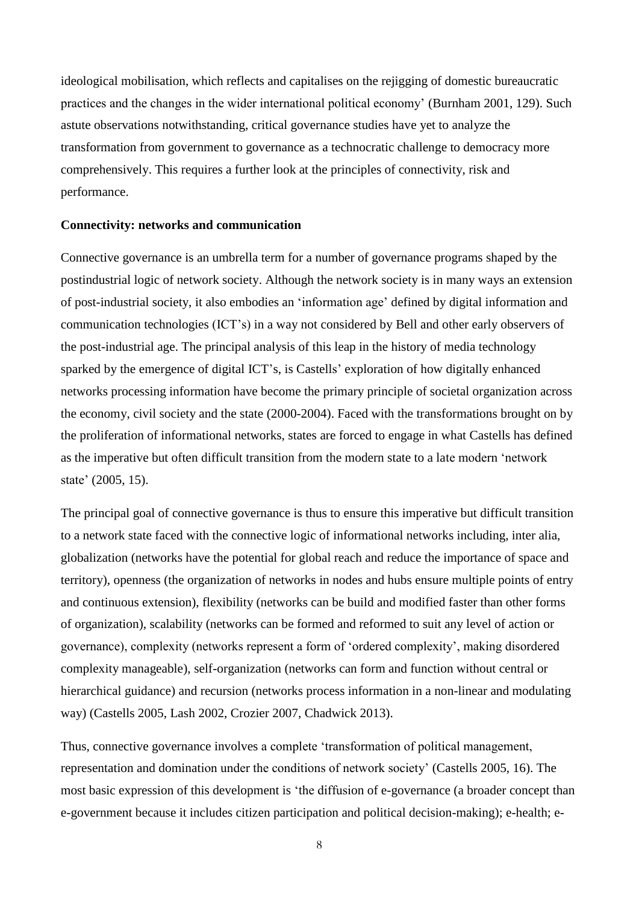ideological mobilisation, which reflects and capitalises on the rejigging of domestic bureaucratic practices and the changes in the wider international political economy' (Burnham 2001, 129). Such astute observations notwithstanding, critical governance studies have yet to analyze the transformation from government to governance as a technocratic challenge to democracy more comprehensively. This requires a further look at the principles of connectivity, risk and performance.

**Connectivity: networks and communication**

Connective governance is an umbrella term for a number of governance programs shaped by the postindustrial logic of network society. Although the network society is in many ways an extension of post-industrial society, it also embodies an 'information age' defined by digital information and communication technologies (ICT's) in a way not considered by Bell and other early observers of the post-industrial age. The principal analysis of this leap in the history of media technology sparked by the emergence of digital ICT's, is Castells' exploration of how digitally enhanced networks processing information have become the primary principle of societal organization across the economy, civil society and the state (2000-2004). Faced with the transformations brought on by the proliferation of informational networks, states are forced to engage in what Castells has defined as the imperative but often difficult transition from the modern state to a late modern 'network state' (2005, 15).

The principal goal of connective governance is thus to ensure this imperative but difficult transition to a network state faced with the connective logic of informational networks including, inter alia, globalization (networks have the potential for global reach and reduce the importance of space and territory), openness (the organization of networks in nodes and hubs ensure multiple points of entry and continuous extension), flexibility (networks can be build and modified faster than other forms of organization), scalability (networks can be formed and reformed to suit any level of action or governance), complexity (networks represent a form of 'ordered complexity', making disordered complexity manageable), self-organization (networks can form and function without central or hierarchical guidance) and recursion (networks process information in a non-linear and modulating way) (Castells 2005, Lash 2002, Crozier 2007, Chadwick 2013).

Thus, connective governance involves a complete 'transformation of political management, representation and domination under the conditions of network society' (Castells 2005, 16). The most basic expression of this development is 'the diffusion of e-governance (a broader concept than e-government because it includes citizen participation and political decision-making); e-health; e-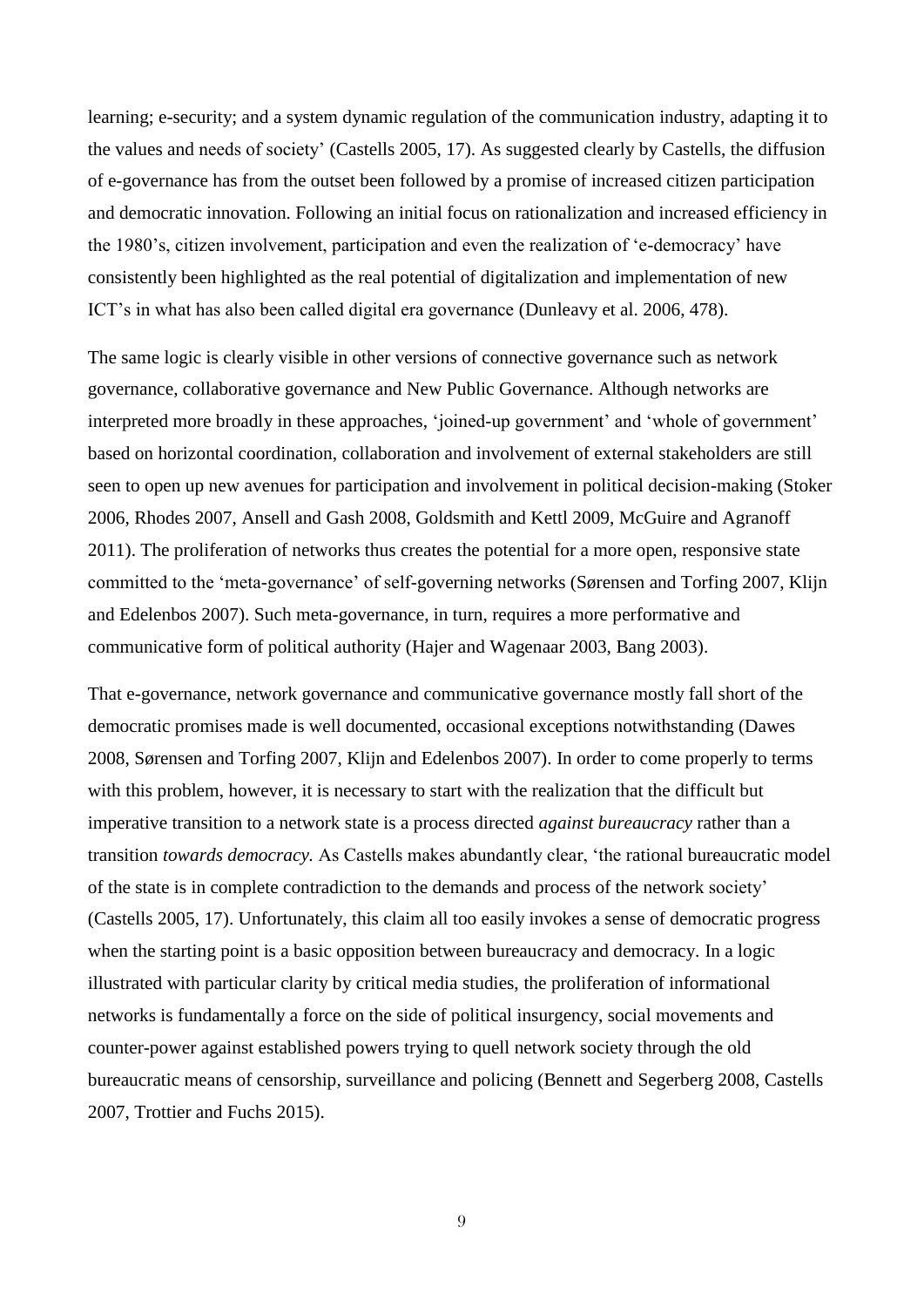learning; e-security; and a system dynamic regulation of the communication industry, adapting it to the values and needs of society' (Castells 2005, 17). As suggested clearly by Castells, the diffusion of e-governance has from the outset been followed by a promise of increased citizen participation and democratic innovation. Following an initial focus on rationalization and increased efficiency in the 1980's, citizen involvement, participation and even the realization of 'e-democracy' have consistently been highlighted as the real potential of digitalization and implementation of new ICT's in what has also been called digital era governance (Dunleavy et al. 2006, 478).

The same logic is clearly visible in other versions of connective governance such as network governance, collaborative governance and New Public Governance. Although networks are interpreted more broadly in these approaches, 'joined-up government' and 'whole of government' based on horizontal coordination, collaboration and involvement of external stakeholders are still seen to open up new avenues for participation and involvement in political decision-making (Stoker 2006, Rhodes 2007, Ansell and Gash 2008, Goldsmith and Kettl 2009, McGuire and Agranoff 2011). The proliferation of networks thus creates the potential for a more open, responsive state committed to the 'meta-governance' of self-governing networks (Sørensen and Torfing 2007, Klijn and Edelenbos 2007). Such meta-governance, in turn, requires a more performative and communicative form of political authority (Hajer and Wagenaar 2003, Bang 2003).

That e-governance, network governance and communicative governance mostly fall short of the democratic promises made is well documented, occasional exceptions notwithstanding (Dawes 2008, Sørensen and Torfing 2007, Klijn and Edelenbos 2007). In order to come properly to terms with this problem, however, it is necessary to start with the realization that the difficult but imperative transition to a network state is a process directed *against bureaucracy* rather than a transition *towards democracy.* As Castells makes abundantly clear, 'the rational bureaucratic model of the state is in complete contradiction to the demands and process of the network society' (Castells 2005, 17). Unfortunately, this claim all too easily invokes a sense of democratic progress when the starting point is a basic opposition between bureaucracy and democracy. In a logic illustrated with particular clarity by critical media studies, the proliferation of informational networks is fundamentally a force on the side of political insurgency, social movements and counter-power against established powers trying to quell network society through the old bureaucratic means of censorship, surveillance and policing (Bennett and Segerberg 2008, Castells 2007, Trottier and Fuchs 2015).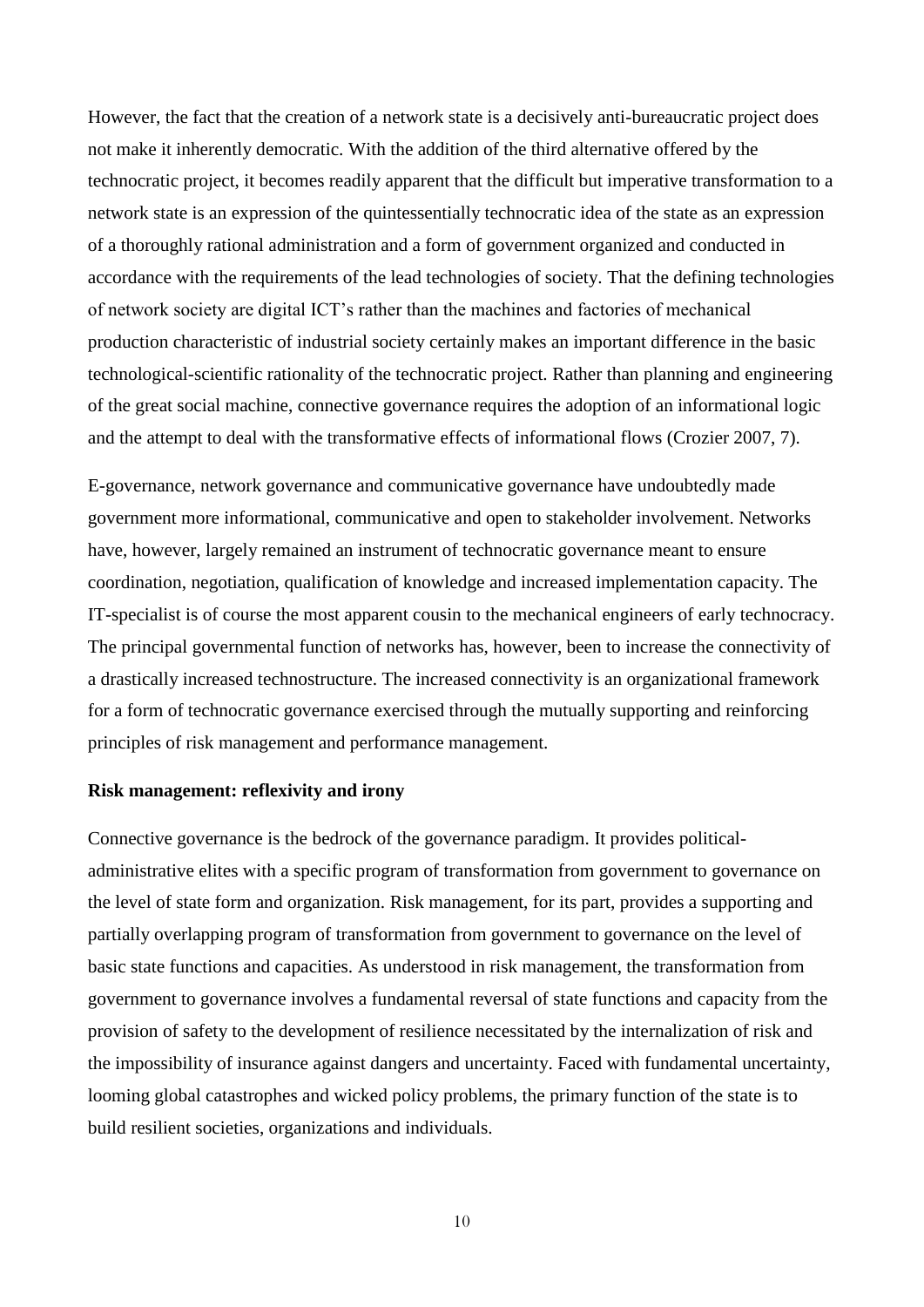However, the fact that the creation of a network state is a decisively anti-bureaucratic project does not make it inherently democratic. With the addition of the third alternative offered by the technocratic project, it becomes readily apparent that the difficult but imperative transformation to a network state is an expression of the quintessentially technocratic idea of the state as an expression of a thoroughly rational administration and a form of government organized and conducted in accordance with the requirements of the lead technologies of society. That the defining technologies of network society are digital ICT's rather than the machines and factories of mechanical production characteristic of industrial society certainly makes an important difference in the basic technological-scientific rationality of the technocratic project. Rather than planning and engineering of the great social machine, connective governance requires the adoption of an informational logic and the attempt to deal with the transformative effects of informational flows (Crozier 2007, 7).

E-governance, network governance and communicative governance have undoubtedly made government more informational, communicative and open to stakeholder involvement. Networks have, however, largely remained an instrument of technocratic governance meant to ensure coordination, negotiation, qualification of knowledge and increased implementation capacity. The IT-specialist is of course the most apparent cousin to the mechanical engineers of early technocracy. The principal governmental function of networks has, however, been to increase the connectivity of a drastically increased technostructure. The increased connectivity is an organizational framework for a form of technocratic governance exercised through the mutually supporting and reinforcing principles of risk management and performance management.

**Risk management: reflexivity and irony**

Connective governance is the bedrock of the governance paradigm. It provides political-administrative elites with a specific program of transformation from government to governance on the level of state form and organization. Risk management, for its part, provides a supporting and partially overlapping program of transformation from government to governance on the level of basic state functions and capacities. As understood in risk management, the transformation from government to governance involves a fundamental reversal of state functions and capacity from the provision of safety to the development of resilience necessitated by the internalization of risk and the impossibility of insurance against dangers and uncertainty. Faced with fundamental uncertainty, looming global catastrophes and wicked policy problems, the primary function of the state is to build resilient societies, organizations and individuals.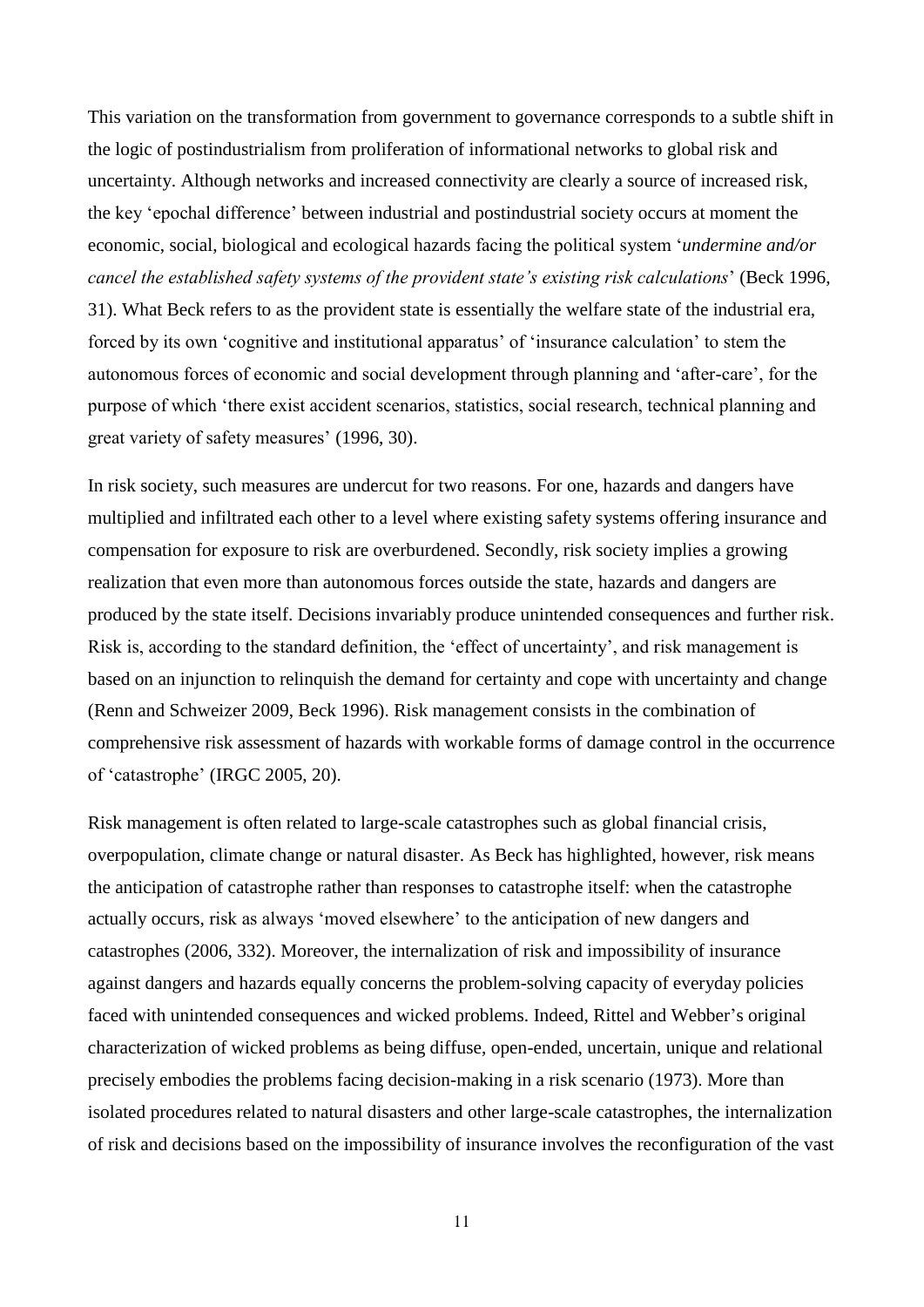This variation on the transformation from government to governance corresponds to a subtle shift in the logic of postindustrialism from proliferation of informational networks to global risk and uncertainty. Although networks and increased connectivity are clearly a source of increased risk, the key 'epochal difference' between industrial and postindustrial society occurs at moment the economic, social, biological and ecological hazards facing the political system '*undermine and/or cancel the established safety systems of the provident state's existing risk calculations*' (Beck 1996, 31). What Beck refers to as the provident state is essentially the welfare state of the industrial era, forced by its own 'cognitive and institutional apparatus' of 'insurance calculation' to stem the autonomous forces of economic and social development through planning and 'after-care', for the purpose of which 'there exist accident scenarios, statistics, social research, technical planning and great variety of safety measures' (1996, 30).

In risk society, such measures are undercut for two reasons. For one, hazards and dangers have multiplied and infiltrated each other to a level where existing safety systems offering insurance and compensation for exposure to risk are overburdened. Secondly, risk society implies a growing realization that even more than autonomous forces outside the state, hazards and dangers are produced by the state itself. Decisions invariably produce unintended consequences and further risk. Risk is, according to the standard definition, the 'effect of uncertainty', and risk management is based on an injunction to relinquish the demand for certainty and cope with uncertainty and change (Renn and Schweizer 2009, Beck 1996). Risk management consists in the combination of comprehensive risk assessment of hazards with workable forms of damage control in the occurrence of 'catastrophe' (IRGC 2005, 20).

Risk management is often related to large-scale catastrophes such as global financial crisis, overpopulation, climate change or natural disaster. As Beck has highlighted, however, risk means the anticipation of catastrophe rather than responses to catastrophe itself: when the catastrophe actually occurs, risk as always 'moved elsewhere' to the anticipation of new dangers and catastrophes (2006, 332). Moreover, the internalization of risk and impossibility of insurance against dangers and hazards equally concerns the problem-solving capacity of everyday policies faced with unintended consequences and wicked problems. Indeed, Rittel and Webber's original characterization of wicked problems as being diffuse, open-ended, uncertain, unique and relational precisely embodies the problems facing decision-making in a risk scenario (1973). More than isolated procedures related to natural disasters and other large-scale catastrophes, the internalization of risk and decisions based on the impossibility of insurance involves the reconfiguration of the vast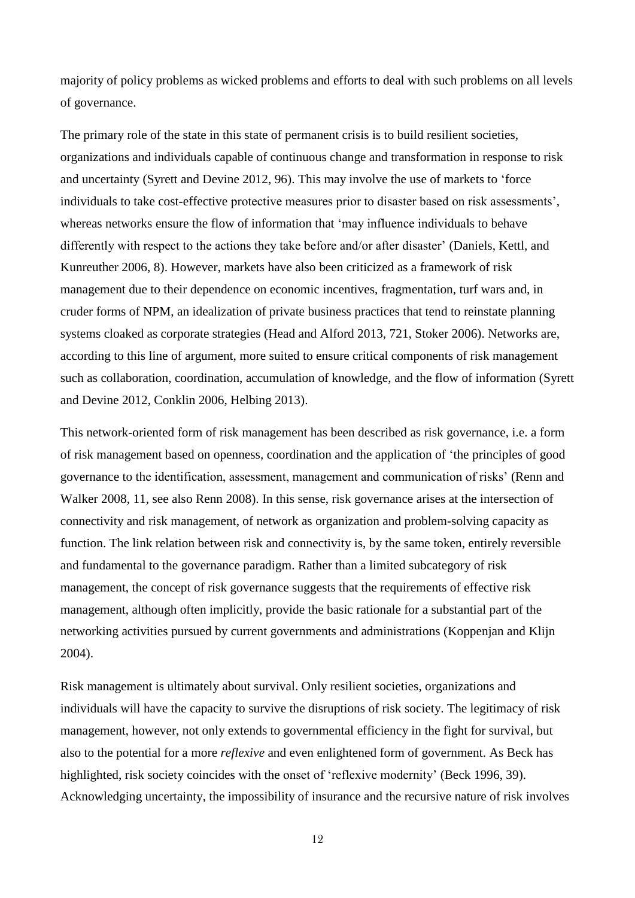majority of policy problems as wicked problems and efforts to deal with such problems on all levels of governance.

The primary role of the state in this state of permanent crisis is to build resilient societies, organizations and individuals capable of continuous change and transformation in response to risk and uncertainty (Syrett and Devine 2012, 96). This may involve the use of markets to 'force individuals to take cost-effective protective measures prior to disaster based on risk assessments', whereas networks ensure the flow of information that 'may influence individuals to behave differently with respect to the actions they take before and/or after disaster' (Daniels, Kettl, and Kunreuther 2006, 8). However, markets have also been criticized as a framework of risk management due to their dependence on economic incentives, fragmentation, turf wars and, in cruder forms of NPM, an idealization of private business practices that tend to reinstate planning systems cloaked as corporate strategies (Head and Alford 2013, 721, Stoker 2006). Networks are, according to this line of argument, more suited to ensure critical components of risk management such as collaboration, coordination, accumulation of knowledge, and the flow of information (Syrett and Devine 2012, Conklin 2006, Helbing 2013).

This network-oriented form of risk management has been described as risk governance, i.e. a form of risk management based on openness, coordination and the application of 'the principles of good governance to the identification, assessment, management and communication of risks' (Renn and Walker 2008, 11, see also Renn 2008). In this sense, risk governance arises at the intersection of connectivity and risk management, of network as organization and problem-solving capacity as function. The link relation between risk and connectivity is, by the same token, entirely reversible and fundamental to the governance paradigm. Rather than a limited subcategory of risk management, the concept of risk governance suggests that the requirements of effective risk management, although often implicitly, provide the basic rationale for a substantial part of the networking activities pursued by current governments and administrations (Koppenjan and Klijn 2004).

Risk management is ultimately about survival. Only resilient societies, organizations and individuals will have the capacity to survive the disruptions of risk society. The legitimacy of risk management, however, not only extends to governmental efficiency in the fight for survival, but also to the potential for a more *reflexive* and even enlightened form of government. As Beck has highlighted, risk society coincides with the onset of 'reflexive modernity' (Beck 1996, 39). Acknowledging uncertainty, the impossibility of insurance and the recursive nature of risk involves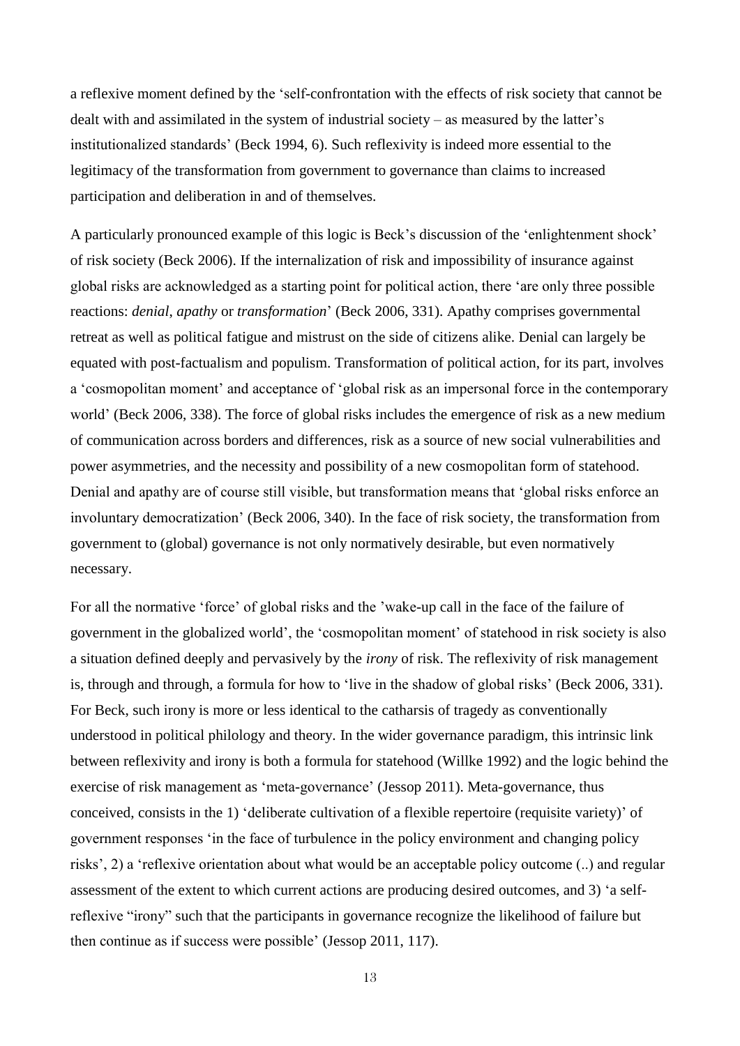a reflexive moment defined by the 'self-confrontation with the effects of risk society that cannot be dealt with and assimilated in the system of industrial society – as measured by the latter's institutionalized standards' (Beck 1994, 6). Such reflexivity is indeed more essential to the legitimacy of the transformation from government to governance than claims to increased participation and deliberation in and of themselves.

A particularly pronounced example of this logic is Beck's discussion of the 'enlightenment shock' of risk society (Beck 2006). If the internalization of risk and impossibility of insurance against global risks are acknowledged as a starting point for political action, there 'are only three possible reactions: *denial*, *apathy* or *transformation*' (Beck 2006, 331). Apathy comprises governmental retreat as well as political fatigue and mistrust on the side of citizens alike. Denial can largely be equated with post-factualism and populism. Transformation of political action, for its part, involves a 'cosmopolitan moment' and acceptance of 'global risk as an impersonal force in the contemporary world' (Beck 2006, 338). The force of global risks includes the emergence of risk as a new medium of communication across borders and differences, risk as a source of new social vulnerabilities and power asymmetries, and the necessity and possibility of a new cosmopolitan form of statehood. Denial and apathy are of course still visible, but transformation means that 'global risks enforce an involuntary democratization' (Beck 2006, 340). In the face of risk society, the transformation from government to (global) governance is not only normatively desirable, but even normatively necessary.

For all the normative 'force' of global risks and the 'wake-up call in the face of the failure of government in the globalized world', the 'cosmopolitan moment' of statehood in risk society is also a situation defined deeply and pervasively by the *irony* of risk. The reflexivity of risk management is, through and through, a formula for how to 'live in the shadow of global risks' (Beck 2006, 331). For Beck, such irony is more or less identical to the catharsis of tragedy as conventionally understood in political philology and theory. In the wider governance paradigm, this intrinsic link between reflexivity and irony is both a formula for statehood (Willke 1992) and the logic behind the exercise of risk management as 'meta-governance' (Jessop 2011). Meta-governance, thus conceived, consists in the 1) 'deliberate cultivation of a flexible repertoire (requisite variety)' of government responses 'in the face of turbulence in the policy environment and changing policy risks', 2) a 'reflexive orientation about what would be an acceptable policy outcome (..) and regular assessment of the extent to which current actions are producing desired outcomes, and 3) 'a self-reflexive "irony" such that the participants in governance recognize the likelihood of failure but then continue as if success were possible' (Jessop 2011, 117).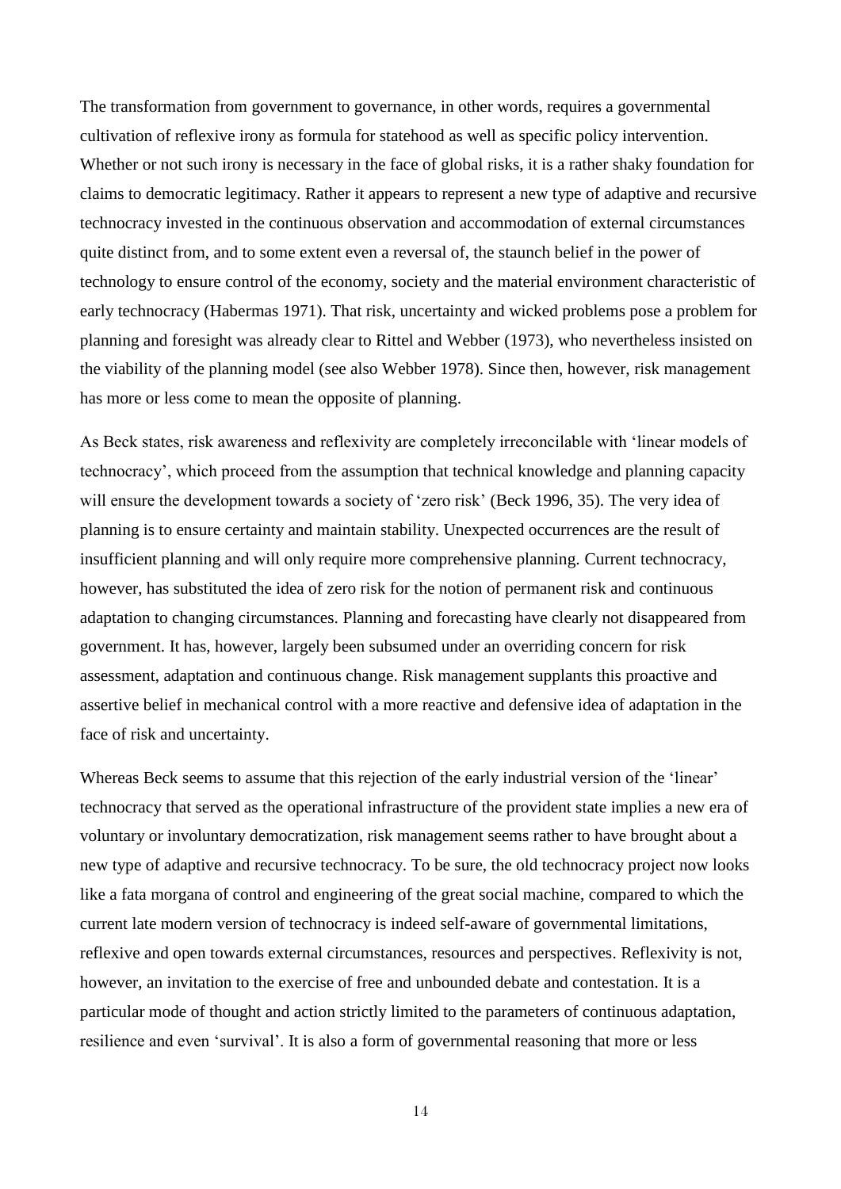The transformation from government to governance, in other words, requires a governmental cultivation of reflexive irony as formula for statehood as well as specific policy intervention. Whether or not such irony is necessary in the face of global risks, it is a rather shaky foundation for claims to democratic legitimacy. Rather it appears to represent a new type of adaptive and recursive technocracy invested in the continuous observation and accommodation of external circumstances quite distinct from, and to some extent even a reversal of, the staunch belief in the power of technology to ensure control of the economy, society and the material environment characteristic of early technocracy (Habermas 1971). That risk, uncertainty and wicked problems pose a problem for planning and foresight was already clear to Rittel and Webber (1973), who nevertheless insisted on the viability of the planning model (see also Webber 1978). Since then, however, risk management has more or less come to mean the opposite of planning.

As Beck states, risk awareness and reflexivity are completely irreconcilable with 'linear models of technocracy', which proceed from the assumption that technical knowledge and planning capacity will ensure the development towards a society of 'zero risk' (Beck 1996, 35). The very idea of planning is to ensure certainty and maintain stability. Unexpected occurrences are the result of insufficient planning and will only require more comprehensive planning. Current technocracy, however, has substituted the idea of zero risk for the notion of permanent risk and continuous adaptation to changing circumstances. Planning and forecasting have clearly not disappeared from government. It has, however, largely been subsumed under an overriding concern for risk assessment, adaptation and continuous change. Risk management supplants this proactive and assertive belief in mechanical control with a more reactive and defensive idea of adaptation in the face of risk and uncertainty.

Whereas Beck seems to assume that this rejection of the early industrial version of the 'linear' technocracy that served as the operational infrastructure of the provident state implies a new era of voluntary or involuntary democratization, risk management seems rather to have brought about a new type of adaptive and recursive technocracy. To be sure, the old technocracy project now looks like a fata morgana of control and engineering of the great social machine, compared to which the current late modern version of technocracy is indeed self-aware of governmental limitations, reflexive and open towards external circumstances, resources and perspectives. Reflexivity is not, however, an invitation to the exercise of free and unbounded debate and contestation. It is a particular mode of thought and action strictly limited to the parameters of continuous adaptation, resilience and even 'survival'. It is also a form of governmental reasoning that more or less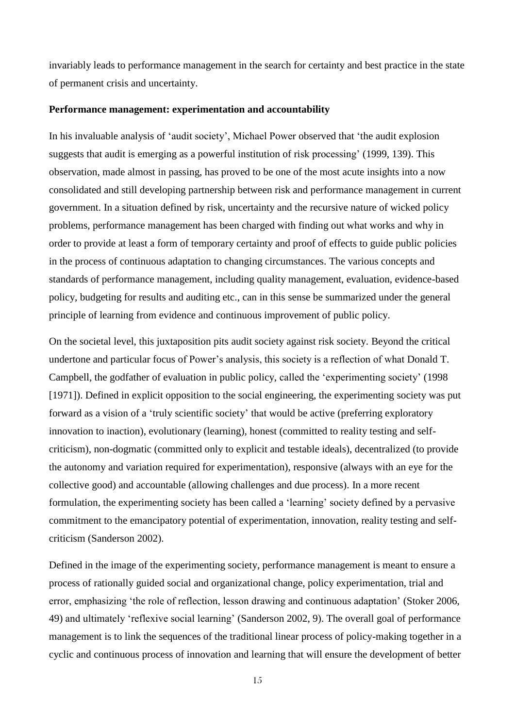invariably leads to performance management in the search for certainty and best practice in the state of permanent crisis and uncertainty.

**Performance management: experimentation and accountability**

In his invaluable analysis of 'audit society', Michael Power observed that 'the audit explosion suggests that audit is emerging as a powerful institution of risk processing' (1999, 139). This observation, made almost in passing, has proved to be one of the most acute insights into a now consolidated and still developing partnership between risk and performance management in current government. In a situation defined by risk, uncertainty and the recursive nature of wicked policy problems, performance management has been charged with finding out what works and why in order to provide at least a form of temporary certainty and proof of effects to guide public policies in the process of continuous adaptation to changing circumstances. The various concepts and standards of performance management, including quality management, evaluation, evidence-based policy, budgeting for results and auditing etc., can in this sense be summarized under the general principle of learning from evidence and continuous improvement of public policy.

On the societal level, this juxtaposition pits audit society against risk society. Beyond the critical undertone and particular focus of Power's analysis, this society is a reflection of what Donald T. Campbell, the godfather of evaluation in public policy, called the 'experimenting society' (1998 [1971]). Defined in explicit opposition to the social engineering, the experimenting society was put forward as a vision of a 'truly scientific society' that would be active (preferring exploratory innovation to inaction), evolutionary (learning), honest (committed to reality testing and self-criticism), non-dogmatic (committed only to explicit and testable ideals), decentralized (to provide the autonomy and variation required for experimentation), responsive (always with an eye for the collective good) and accountable (allowing challenges and due process). In a more recent formulation, the experimenting society has been called a 'learning' society defined by a pervasive commitment to the emancipatory potential of experimentation, innovation, reality testing and self-criticism (Sanderson 2002).

Defined in the image of the experimenting society, performance management is meant to ensure a process of rationally guided social and organizational change, policy experimentation, trial and error, emphasizing 'the role of reflection, lesson drawing and continuous adaptation' (Stoker 2006, 49) and ultimately 'reflexive social learning' (Sanderson 2002, 9). The overall goal of performance management is to link the sequences of the traditional linear process of policy-making together in a cyclic and continuous process of innovation and learning that will ensure the development of better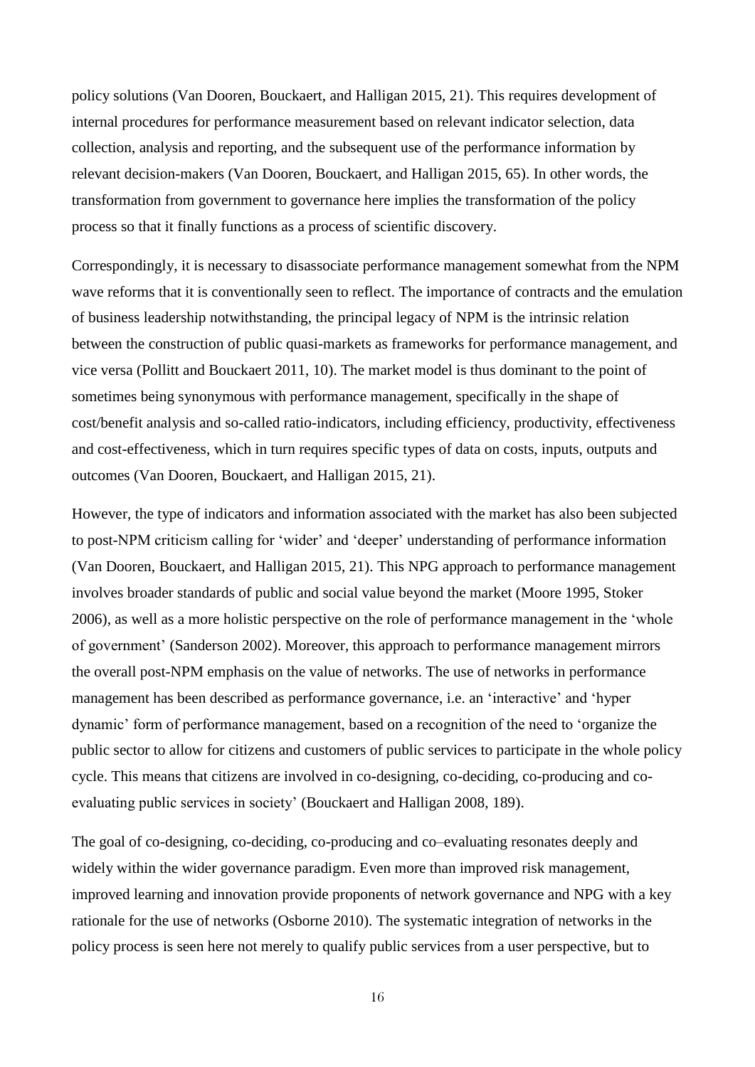policy solutions (Van Dooren, Bouckaert, and Halligan 2015, 21). This requires development of internal procedures for performance measurement based on relevant indicator selection, data collection, analysis and reporting, and the subsequent use of the performance information by relevant decision-makers (Van Dooren, Bouckaert, and Halligan 2015, 65). In other words, the transformation from government to governance here implies the transformation of the policy process so that it finally functions as a process of scientific discovery.

Correspondingly, it is necessary to disassociate performance management somewhat from the NPM wave reforms that it is conventionally seen to reflect. The importance of contracts and the emulation of business leadership notwithstanding, the principal legacy of NPM is the intrinsic relation between the construction of public quasi-markets as frameworks for performance management, and vice versa (Pollitt and Bouckaert 2011, 10). The market model is thus dominant to the point of sometimes being synonymous with performance management, specifically in the shape of cost/benefit analysis and so-called ratio-indicators, including efficiency, productivity, effectiveness and cost-effectiveness, which in turn requires specific types of data on costs, inputs, outputs and outcomes (Van Dooren, Bouckaert, and Halligan 2015, 21).

However, the type of indicators and information associated with the market has also been subjected to post-NPM criticism calling for 'wider' and 'deeper' understanding of performance information (Van Dooren, Bouckaert, and Halligan 2015, 21). This NPG approach to performance management involves broader standards of public and social value beyond the market (Moore 1995, Stoker 2006), as well as a more holistic perspective on the role of performance management in the 'whole of government' (Sanderson 2002). Moreover, this approach to performance management mirrors the overall post-NPM emphasis on the value of networks. The use of networks in performance management has been described as performance governance, i.e. an 'interactive' and 'hyper dynamic' form of performance management, based on a recognition of the need to 'organize the public sector to allow for citizens and customers of public services to participate in the whole policy cycle. This means that citizens are involved in co-designing, co-deciding, co-producing and co-evaluating public services in society' (Bouckaert and Halligan 2008, 189).

The goal of co-designing, co-deciding, co-producing and co–evaluating resonates deeply and widely within the wider governance paradigm. Even more than improved risk management, improved learning and innovation provide proponents of network governance and NPG with a key rationale for the use of networks (Osborne 2010). The systematic integration of networks in the policy process is seen here not merely to qualify public services from a user perspective, but to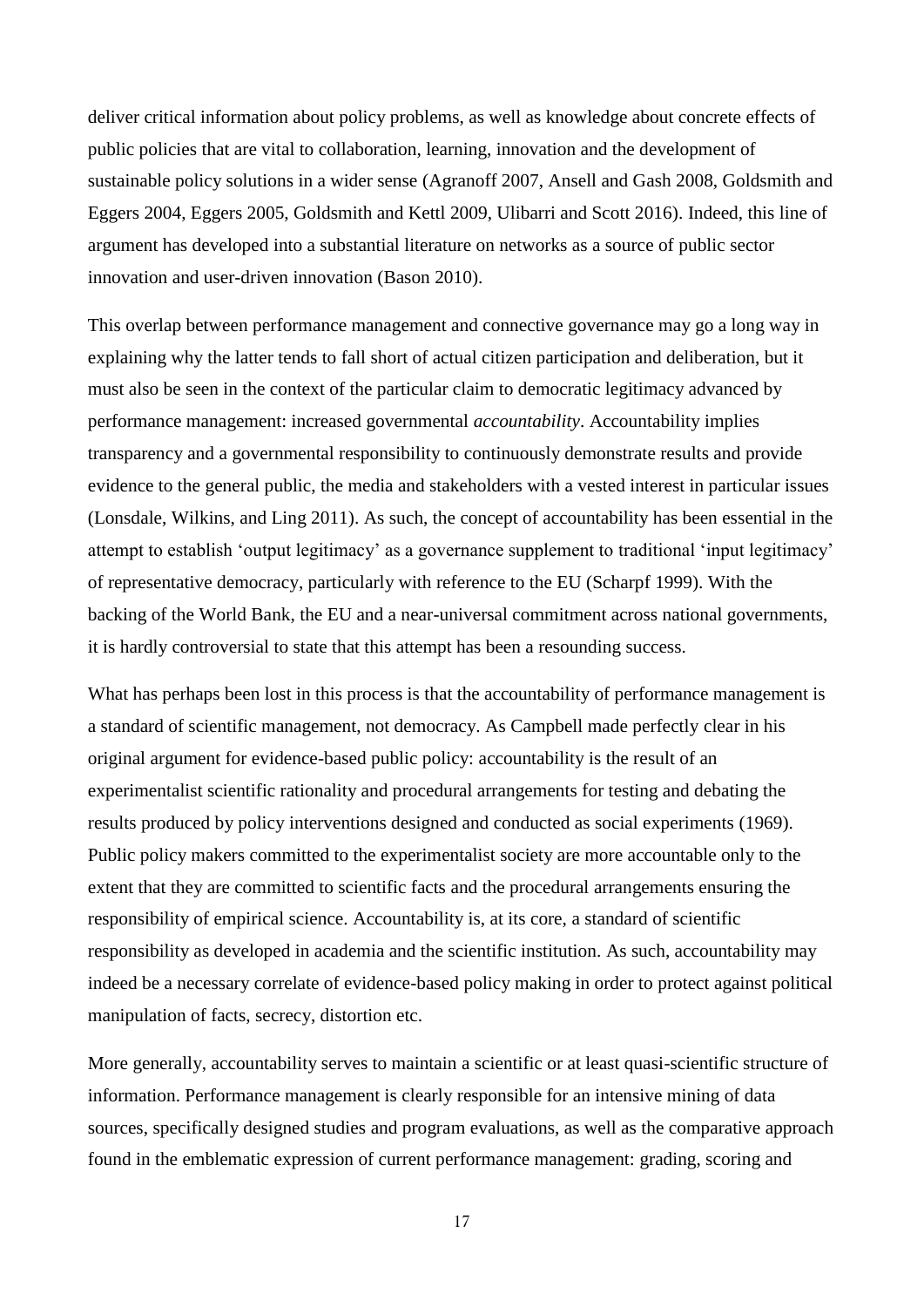deliver critical information about policy problems, as well as knowledge about concrete effects of public policies that are vital to collaboration, learning, innovation and the development of sustainable policy solutions in a wider sense (Agranoff 2007, Ansell and Gash 2008, Goldsmith and Eggers 2004, Eggers 2005, Goldsmith and Kettl 2009, Ulibarri and Scott 2016). Indeed, this line of argument has developed into a substantial literature on networks as a source of public sector innovation and user-driven innovation (Bason 2010).

This overlap between performance management and connective governance may go a long way in explaining why the latter tends to fall short of actual citizen participation and deliberation, but it must also be seen in the context of the particular claim to democratic legitimacy advanced by performance management: increased governmental *accountability*. Accountability implies transparency and a governmental responsibility to continuously demonstrate results and provide evidence to the general public, the media and stakeholders with a vested interest in particular issues (Lonsdale, Wilkins, and Ling 2011). As such, the concept of accountability has been essential in the attempt to establish 'output legitimacy' as a governance supplement to traditional 'input legitimacy' of representative democracy, particularly with reference to the EU (Scharpf 1999). With the backing of the World Bank, the EU and a near-universal commitment across national governments, it is hardly controversial to state that this attempt has been a resounding success.

What has perhaps been lost in this process is that the accountability of performance management is a standard of scientific management, not democracy. As Campbell made perfectly clear in his original argument for evidence-based public policy: accountability is the result of an experimentalist scientific rationality and procedural arrangements for testing and debating the results produced by policy interventions designed and conducted as social experiments (1969). Public policy makers committed to the experimentalist society are more accountable only to the extent that they are committed to scientific facts and the procedural arrangements ensuring the responsibility of empirical science. Accountability is, at its core, a standard of scientific responsibility as developed in academia and the scientific institution. As such, accountability may indeed be a necessary correlate of evidence-based policy making in order to protect against political manipulation of facts, secrecy, distortion etc.

More generally, accountability serves to maintain a scientific or at least quasi-scientific structure of information. Performance management is clearly responsible for an intensive mining of data sources, specifically designed studies and program evaluations, as well as the comparative approach found in the emblematic expression of current performance management: grading, scoring and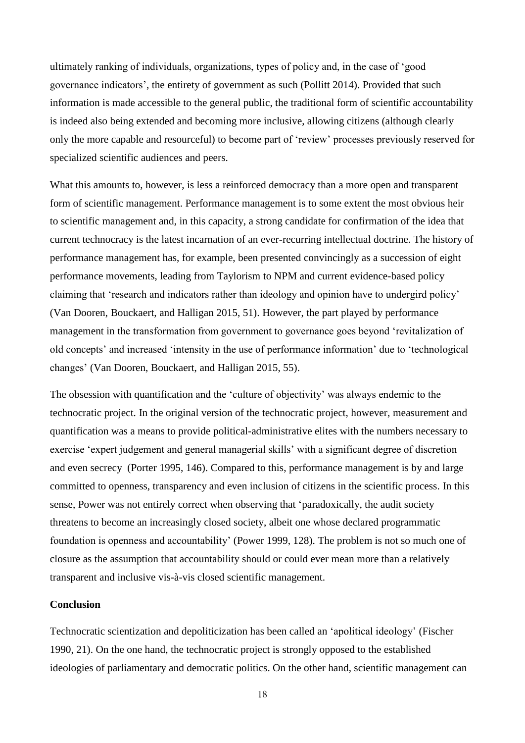ultimately ranking of individuals, organizations, types of policy and, in the case of 'good governance indicators', the entirety of government as such (Pollitt 2014). Provided that such information is made accessible to the general public, the traditional form of scientific accountability is indeed also being extended and becoming more inclusive, allowing citizens (although clearly only the more capable and resourceful) to become part of 'review' processes previously reserved for specialized scientific audiences and peers.

What this amounts to, however, is less a reinforced democracy than a more open and transparent form of scientific management. Performance management is to some extent the most obvious heir to scientific management and, in this capacity, a strong candidate for confirmation of the idea that current technocracy is the latest incarnation of an ever-recurring intellectual doctrine. The history of performance management has, for example, been presented convincingly as a succession of eight performance movements, leading from Taylorism to NPM and current evidence-based policy claiming that 'research and indicators rather than ideology and opinion have to undergird policy' (Van Dooren, Bouckaert, and Halligan 2015, 51). However, the part played by performance management in the transformation from government to governance goes beyond 'revitalization of old concepts' and increased 'intensity in the use of performance information' due to 'technological changes' (Van Dooren, Bouckaert, and Halligan 2015, 55).

The obsession with quantification and the 'culture of objectivity' was always endemic to the technocratic project. In the original version of the technocratic project, however, measurement and quantification was a means to provide political-administrative elites with the numbers necessary to exercise 'expert judgement and general managerial skills' with a significant degree of discretion and even secrecy (Porter 1995, 146). Compared to this, performance management is by and large committed to openness, transparency and even inclusion of citizens in the scientific process. In this sense, Power was not entirely correct when observing that 'paradoxically, the audit society threatens to become an increasingly closed society, albeit one whose declared programmatic foundation is openness and accountability' (Power 1999, 128). The problem is not so much one of closure as the assumption that accountability should or could ever mean more than a relatively transparent and inclusive vis-à-vis closed scientific management.

## Conclusion

Technocratic scientization and depoliticization has been called an 'apolitical ideology' (Fischer 1990, 21). On the one hand, the technocratic project is strongly opposed to the established ideologies of parliamentary and democratic politics. On the other hand, scientific management can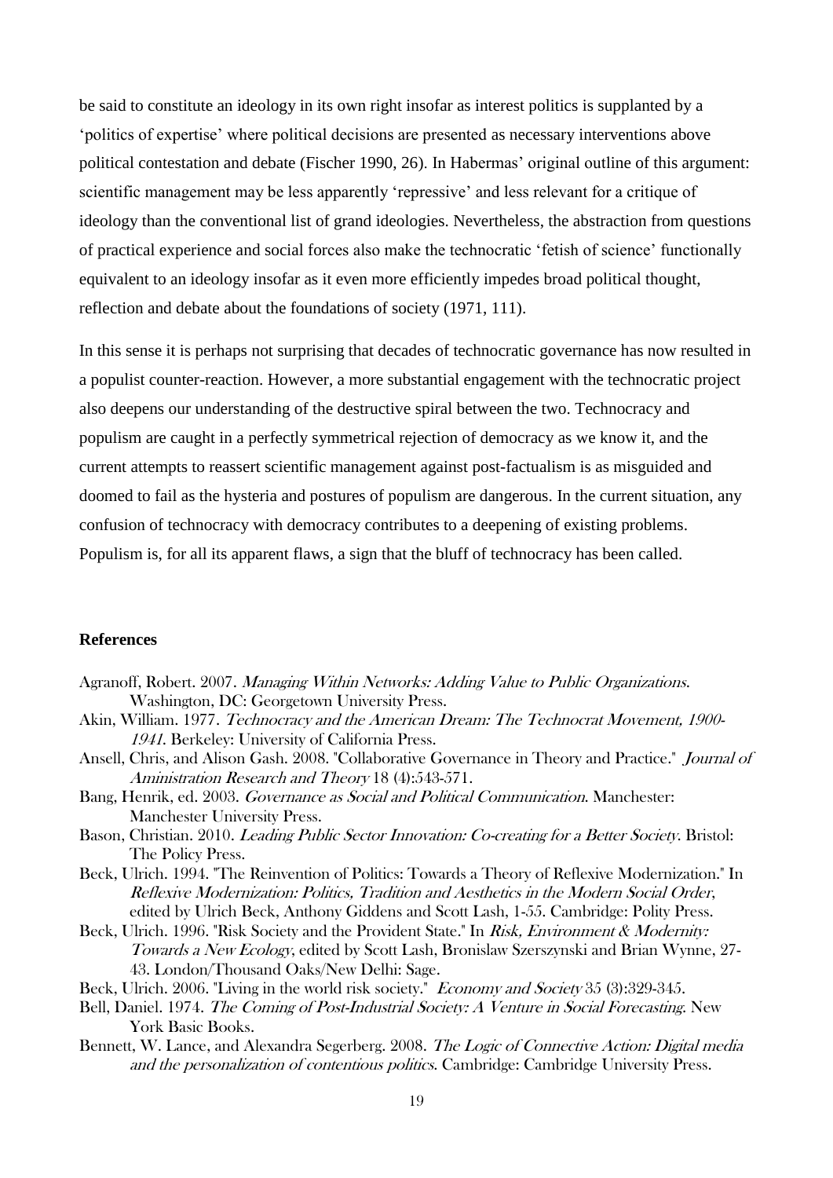be said to constitute an ideology in its own right insofar as interest politics is supplanted by a 'politics of expertise' where political decisions are presented as necessary interventions above political contestation and debate (Fischer 1990, 26). In Habermas' original outline of this argument: scientific management may be less apparently 'repressive' and less relevant for a critique of ideology than the conventional list of grand ideologies. Nevertheless, the abstraction from questions of practical experience and social forces also make the technocratic 'fetish of science' functionally equivalent to an ideology insofar as it even more efficiently impedes broad political thought, reflection and debate about the foundations of society (1971, 111).

In this sense it is perhaps not surprising that decades of technocratic governance has now resulted in a populist counter-reaction. However, a more substantial engagement with the technocratic project also deepens our understanding of the destructive spiral between the two. Technocracy and populism are caught in a perfectly symmetrical rejection of democracy as we know it, and the current attempts to reassert scientific management against post-factualism is as misguided and doomed to fail as the hysteria and postures of populism are dangerous. In the current situation, any confusion of technocracy with democracy contributes to a deepening of existing problems. Populism is, for all its apparent flaws, a sign that the bluff of technocracy has been called.

## References

Agranoff, Robert. 2007. *Managing Within Networks: Adding Value to Public Organizations*. Washington, DC: Georgetown University Press.

Akin, William. 1977. *Technocracy and the American Dream: The Technocrat Movement, 1900-1941*. Berkeley: University of California Press.

Ansell, Chris, and Alison Gash. 2008. "Collaborative Governance in Theory and Practice." *Journal of Aministration Research and Theory* 18 (4):543-571.

Bang, Henrik, ed. 2003. *Governance as Social and Political Communication*. Manchester: Manchester University Press.

Bason, Christian. 2010. *Leading Public Sector Innovation: Co-creating for a Better Society*. Bristol: The Policy Press.

Beck, Ulrich. 1994. "The Reinvention of Politics: Towards a Theory of Reflexive Modernization." In *Reflexive Modernization: Politics, Tradition and Aesthetics in the Modern Social Order*, edited by Ulrich Beck, Anthony Giddens and Scott Lash, 1-55. Cambridge: Polity Press.

Beck, Ulrich. 1996. "Risk Society and the Provident State." In *Risk, Environment & Modernity: Towards a New Ecology*, edited by Scott Lash, Bronislaw Szerszynski and Brian Wynne, 27-43. London/Thousand Oaks/New Delhi: Sage.

Beck, Ulrich. 2006. "Living in the world risk society." *Economy and Society* 35 (3):329-345.

Bell, Daniel. 1974. *The Coming of Post-Industrial Society: A Venture in Social Forecasting*. New York Basic Books.

Bennett, W. Lance, and Alexandra Segerberg. 2008. *The Logic of Connective Action: Digital media and the personalization of contentious politics*. Cambridge: Cambridge University Press.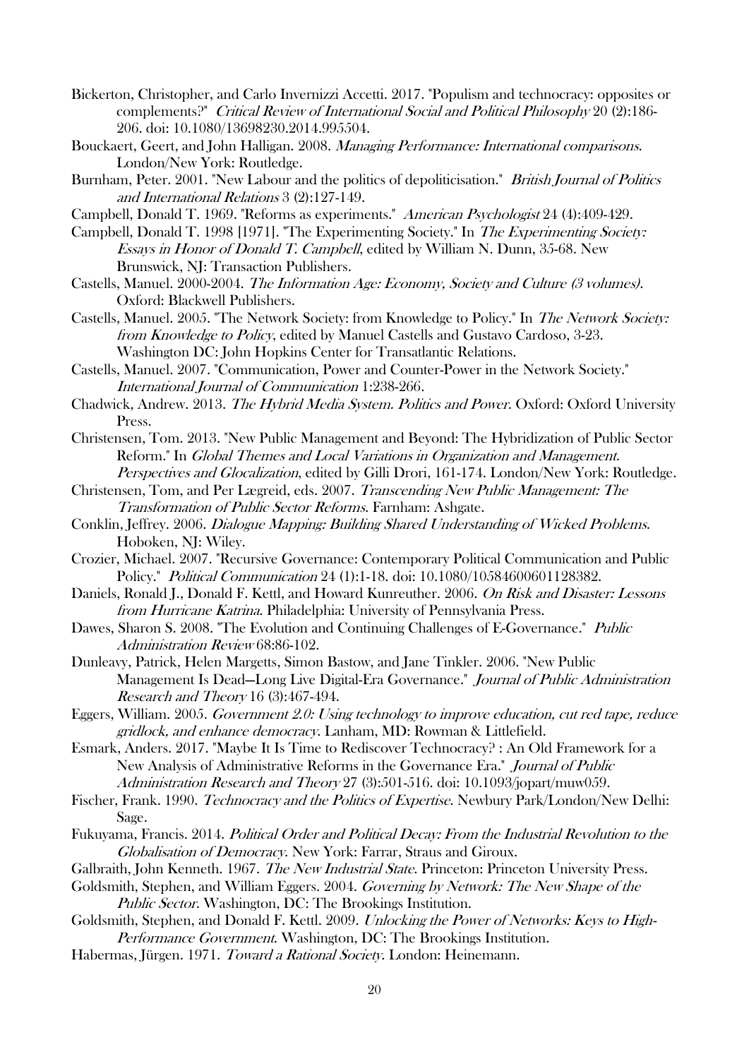Bickerton, Christopher, and Carlo Invernizzi Accetti. 2017. "Populism and technocracy: opposites or complements?" *Critical Review of International Social and Political Philosophy* 20 (2):186-206. doi: 10.1080/13698230.2014.995504.

Bouckaert, Geert, and John Halligan. 2008. *Managing Performance: International comparisons*. London/New York: Routledge.

Burnham, Peter. 2001. "New Labour and the politics of depoliticisation." *British Journal of Politics and International Relations* 3 (2):127-149.

Campbell, Donald T. 1969. "Reforms as experiments." *American Psychologist* 24 (4):409-429.

Campbell, Donald T. 1998 [1971]. "The Experimenting Society." In *The Experimenting Society: Essays in Honor of Donald T. Campbell*, edited by William N. Dunn, 35-68. New Brunswick, NJ: Transaction Publishers.

Castells, Manuel. 2000-2004. *The Information Age: Economy, Society and Culture (3 volumes)*. Oxford: Blackwell Publishers.

Castells, Manuel. 2005. "The Network Society: from Knowledge to Policy." In *The Network Society: from Knowledge to Policy*, edited by Manuel Castells and Gustavo Cardoso, 3-23. Washington DC: John Hopkins Center for Transatlantic Relations.

Castells, Manuel. 2007. "Communication, Power and Counter-Power in the Network Society." *International Journal of Communication* 1:238-266.

Chadwick, Andrew. 2013. *The Hybrid Media System. Politics and Power*. Oxford: Oxford University Press.

Christensen, Tom. 2013. "New Public Management and Beyond: The Hybridization of Public Sector Reform." In *Global Themes and Local Variations in Organization and Management. Perspectives and Glocalization*, edited by Gilli Drori, 161-174. London/New York: Routledge.

Christensen, Tom, and Per Lægreid, eds. 2007. *Transcending New Public Management: The Transformation of Public Sector Reforms*. Farnham: Ashgate.

Conklin, Jeffrey. 2006. *Dialogue Mapping: Building Shared Understanding of Wicked Problems*. Hoboken, NJ: Wiley.

Crozier, Michael. 2007. "Recursive Governance: Contemporary Political Communication and Public Policy." *Political Communication* 24 (1):1-18. doi: 10.1080/10584600601128382.

Daniels, Ronald J., Donald F. Kettl, and Howard Kunreuther. 2006. *On Risk and Disaster: Lessons from Hurricane Katrina*. Philadelphia: University of Pennsylvania Press.

Dawes, Sharon S. 2008. "The Evolution and Continuing Challenges of E-Governance." *Public Administration Review* 68:86-102.

Dunleavy, Patrick, Helen Margetts, Simon Bastow, and Jane Tinkler. 2006. "New Public Management Is Dead—Long Live Digital-Era Governance." *Journal of Public Administration Research and Theory* 16 (3):467-494.

Eggers, William. 2005. *Government 2.0: Using technology to improve education, cut red tape, reduce gridlock, and enhance democracy*. Lanham, MD: Rowman & Littlefield.

Esmark, Anders. 2017. "Maybe It Is Time to Rediscover Technocracy? : An Old Framework for a New Analysis of Administrative Reforms in the Governance Era." *Journal of Public Administration Research and Theory* 27 (3):501-516. doi: 10.1093/jopart/muw059.

Fischer, Frank. 1990. *Technocracy and the Politics of Expertise*. Newbury Park/London/New Delhi: Sage.

Fukuyama, Francis. 2014. *Political Order and Political Decay: From the Industrial Revolution to the Globalisation of Democracy*. New York: Farrar, Straus and Giroux.

Galbraith, John Kenneth. 1967. *The New Industrial State*. Princeton: Princeton University Press.

Goldsmith, Stephen, and William Eggers. 2004. *Governing by Network: The New Shape of the Public Sector*. Washington, DC: The Brookings Institution.

Goldsmith, Stephen, and Donald F. Kettl. 2009. *Unlocking the Power of Networks: Keys to High-Performance Government*. Washington, DC: The Brookings Institution.

Habermas, Jürgen. 1971. *Toward a Rational Society*. London: Heinemann.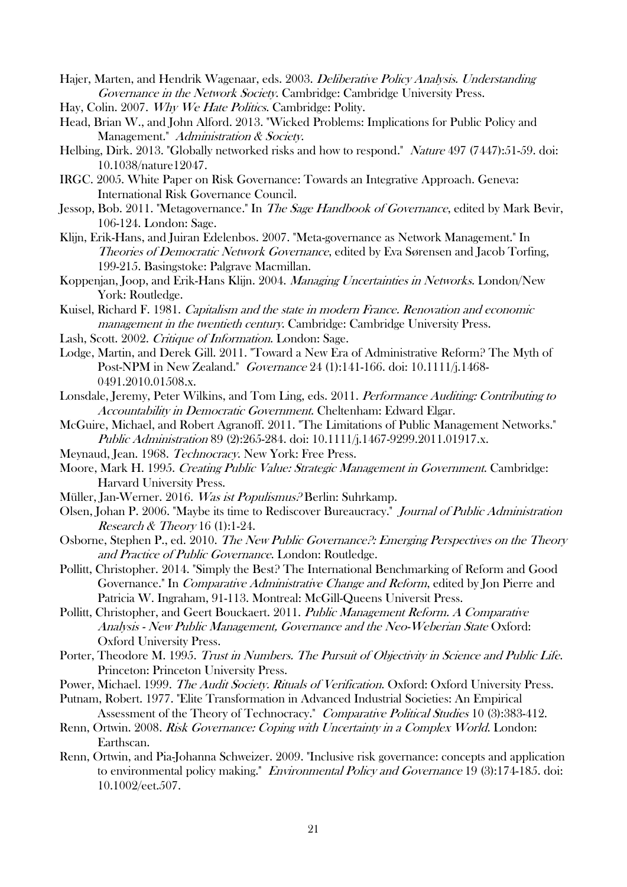Hajer, Marten, and Hendrik Wagenaar, eds. 2003. *Deliberative Policy Analysis. Understanding Governance in the Network Society*. Cambridge: Cambridge University Press.

Hay, Colin. 2007. *Why We Hate Politics*. Cambridge: Polity.

Head, Brian W., and John Alford. 2013. "Wicked Problems: Implications for Public Policy and Management." *Administration & Society*.

Helbing, Dirk. 2013. "Globally networked risks and how to respond." *Nature* 497 (7447):51-59. doi: 10.1038/nature12047.

IRGC. 2005. White Paper on Risk Governance: Towards an Integrative Approach. Geneva: International Risk Governance Council.

Jessop, Bob. 2011. "Metagovernance." In *The Sage Handbook of Governance*, edited by Mark Bevir, 106-124. London: Sage.

Klijn, Erik-Hans, and Juiran Edelenbos. 2007. "Meta-governance as Network Management." In *Theories of Democratic Network Governance*, edited by Eva Sørensen and Jacob Torfing, 199-215. Basingstoke: Palgrave Macmillan.

Koppenjan, Joop, and Erik-Hans Klijn. 2004. *Managing Uncertainties in Networks*. London/New York: Routledge.

Kuisel, Richard F. 1981. *Capitalism and the state in modern France. Renovation and economic management in the twentieth century*. Cambridge: Cambridge University Press.

Lash, Scott. 2002. *Critique of Information*. London: Sage.

Lodge, Martin, and Derek Gill. 2011. "Toward a New Era of Administrative Reform? The Myth of Post-NPM in New Zealand." *Governance* 24 (1):141-166. doi: 10.1111/j.1468-0491.2010.01508.x.

Lonsdale, Jeremy, Peter Wilkins, and Tom Ling, eds. 2011. *Performance Auditing: Contributing to Accountability in Democratic Government*. Cheltenham: Edward Elgar.

McGuire, Michael, and Robert Agranoff. 2011. "The Limitations of Public Management Networks." *Public Administration* 89 (2):265-284. doi: 10.1111/j.1467-9299.2011.01917.x.

Meynaud, Jean. 1968. *Technocracy*. New York: Free Press.

Moore, Mark H. 1995. *Creating Public Value: Strategic Management in Government*. Cambridge: Harvard University Press.

Müller, Jan-Werner. 2016. *Was ist Populismus?* Berlin: Suhrkamp.

Olsen, Johan P. 2006. "Maybe its time to Rediscover Bureaucracy." *Journal of Public Administration Research & Theory* 16 (1):1-24.

Osborne, Stephen P., ed. 2010. *The New Public Governance?: Emerging Perspectives on the Theory and Practice of Public Governance*. London: Routledge.

Pollitt, Christopher. 2014. "Simply the Best? The International Benchmarking of Reform and Good Governance." In *Comparative Administrative Change and Reform*, edited by Jon Pierre and Patricia W. Ingraham, 91-113. Montreal: McGill-Queens Universit Press.

Pollitt, Christopher, and Geert Bouckaert. 2011. *Public Management Reform. A Comparative Analysis - New Public Management, Governance and the Neo-Weberian State* Oxford: Oxford University Press.

Porter, Theodore M. 1995. *Trust in Numbers. The Pursuit of Objectivity in Science and Public Life*. Princeton: Princeton University Press.

Power, Michael. 1999. *The Audit Society. Rituals of Verification*. Oxford: Oxford University Press.

Putnam, Robert. 1977. "Elite Transformation in Advanced Industrial Societies: An Empirical Assessment of the Theory of Technocracy." *Comparative Political Studies* 10 (3):383-412.

Renn, Ortwin. 2008. *Risk Governance: Coping with Uncertainty in a Complex World*. London: Earthscan.

Renn, Ortwin, and Pia-Johanna Schweizer. 2009. "Inclusive risk governance: concepts and application to environmental policy making." *Environmental Policy and Governance* 19 (3):174-185. doi: 10.1002/eet.507.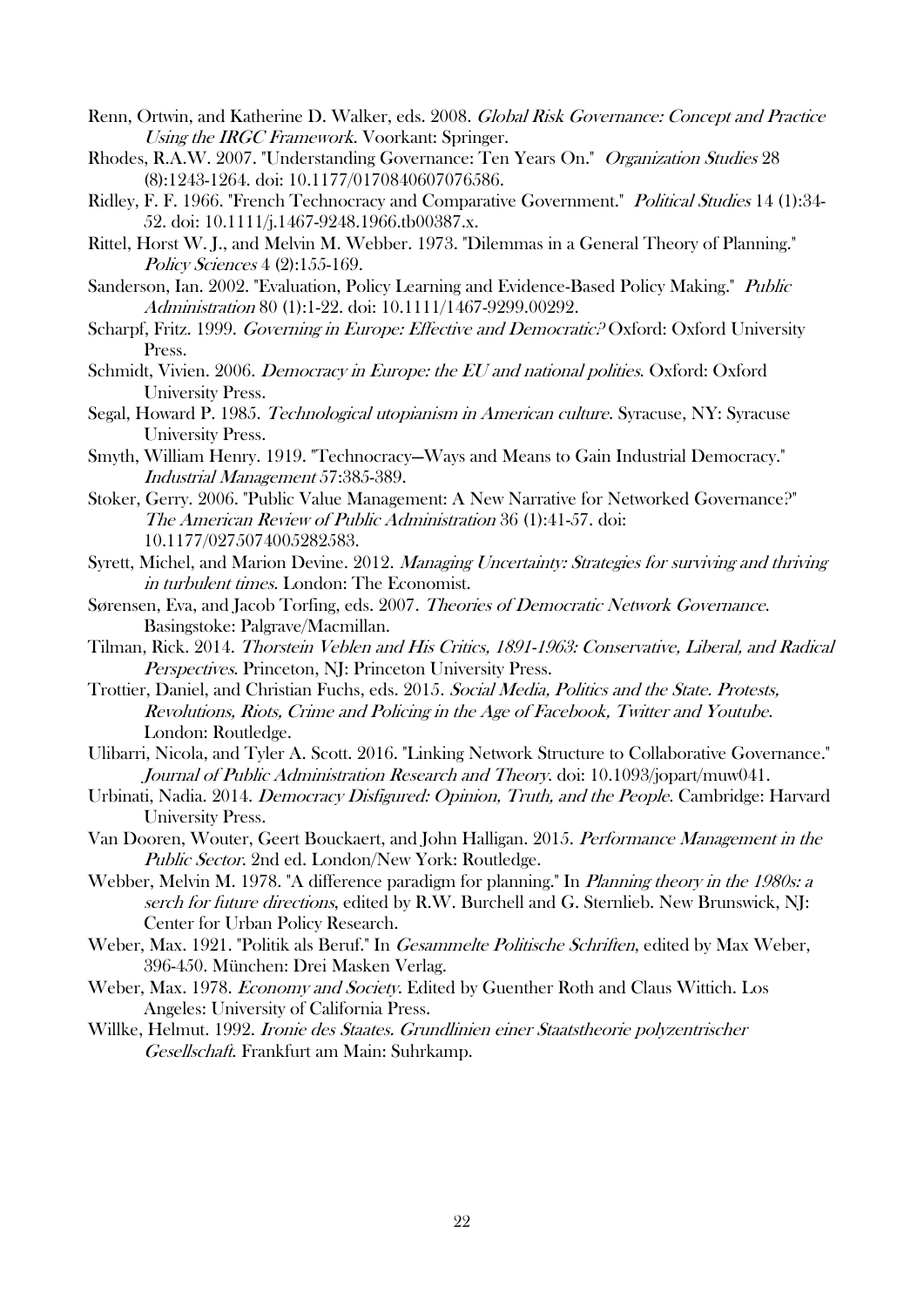Renn, Ortwin, and Katherine D. Walker, eds. 2008. *Global Risk Governance: Concept and Practice Using the IRGC Framework*. Voorkant: Springer.

Rhodes, R.A.W. 2007. "Understanding Governance: Ten Years On." *Organization Studies* 28 (8):1243-1264. doi: 10.1177/0170840607076586.

Ridley, F. F. 1966. "French Technocracy and Comparative Government." *Political Studies* 14 (1):34-52. doi: 10.1111/j.1467-9248.1966.tb00387.x.

Rittel, Horst W. J., and Melvin M. Webber. 1973. "Dilemmas in a General Theory of Planning." *Policy Sciences* 4 (2):155-169.

Sanderson, Ian. 2002. "Evaluation, Policy Learning and Evidence-Based Policy Making." *Public Administration* 80 (1):1-22. doi: 10.1111/1467-9299.00292.

Scharpf, Fritz. 1999. *Governing in Europe: Effective and Democratic?* Oxford: Oxford University Press.

Schmidt, Vivien. 2006. *Democracy in Europe: the EU and national polities*. Oxford: Oxford University Press.

Segal, Howard P. 1985. *Technological utopianism in American culture*. Syracuse, NY: Syracuse University Press.

Smyth, William Henry. 1919. "Technocracy—Ways and Means to Gain Industrial Democracy." *Industrial Management* 57:385-389.

Stoker, Gerry. 2006. "Public Value Management: A New Narrative for Networked Governance?" *The American Review of Public Administration* 36 (1):41-57. doi: 10.1177/0275074005282583.

Syrett, Michel, and Marion Devine. 2012. *Managing Uncertainty: Strategies for surviving and thriving in turbulent times*. London: The Economist.

Sørensen, Eva, and Jacob Torfing, eds. 2007. *Theories of Democratic Network Governance*. Basingstoke: Palgrave/Macmillan.

Tilman, Rick. 2014. *Thorstein Veblen and His Critics, 1891-1963: Conservative, Liberal, and Radical Perspectives*. Princeton, NJ: Princeton University Press.

Trottier, Daniel, and Christian Fuchs, eds. 2015. *Social Media, Politics and the State. Protests, Revolutions, Riots, Crime and Policing in the Age of Facebook, Twitter and Youtube*. London: Routledge.

Ulibarri, Nicola, and Tyler A. Scott. 2016. "Linking Network Structure to Collaborative Governance." *Journal of Public Administration Research and Theory*. doi: 10.1093/jopart/muw041.

Urbinati, Nadia. 2014. *Democracy Disfigured: Opinion, Truth, and the People*. Cambridge: Harvard University Press.

Van Dooren, Wouter, Geert Bouckaert, and John Halligan. 2015. *Performance Management in the Public Sector*. 2nd ed. London/New York: Routledge.

Webber, Melvin M. 1978. "A difference paradigm for planning." In *Planning theory in the 1980s: a serch for future directions*, edited by R.W. Burchell and G. Sternlieb. New Brunswick, NJ: Center for Urban Policy Research.

Weber, Max. 1921. "Politik als Beruf." In *Gesammelte Politische Schriften*, edited by Max Weber, 396-450. München: Drei Masken Verlag.

Weber, Max. 1978. *Economy and Society*. Edited by Guenther Roth and Claus Wittich. Los Angeles: University of California Press.

Willke, Helmut. 1992. *Ironie des Staates. Grundlinien einer Staatstheorie polyzentrischer Gesellschaft*. Frankfurt am Main: Suhrkamp.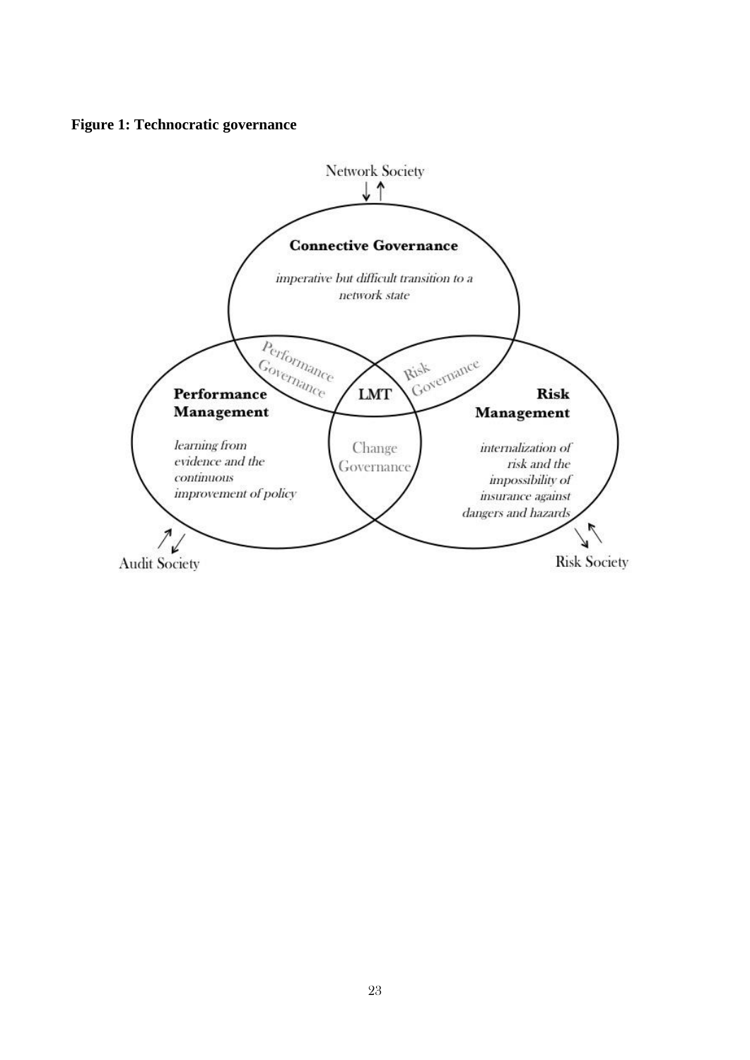**Figure 1: Technocratic governance**

Network Society

**Connective Governance**

*imperative but difficult transition to a network state*

Performance Governance

Risk Governance

**LMT**

**Performance Management**

*learning from evidence and the continuous improvement of policy*

Change Governance

**Risk Management**

*internalization of risk and the impossibility of insurance against dangers and hazards*

Audit Society

Risk Society